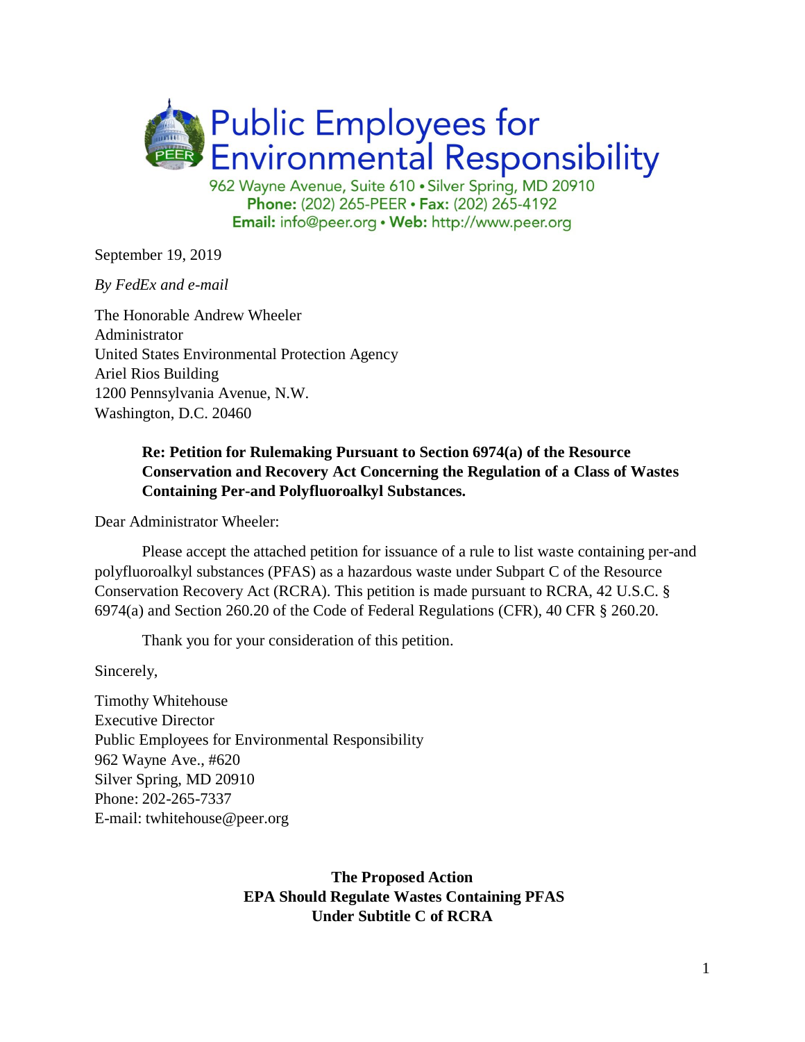# Public Employees for Environmental Responsibility

962 Wayne Avenue, Suite 610 • Silver Spring, MD 20910
**Phone:** (202) 265-PEER • **Fax:** (202) 265-4192
**Email:** info@peer.org • **Web:** http://www.peer.org

September 19, 2019

*By FedEx and e-mail*

The Honorable Andrew Wheeler
Administrator
United States Environmental Protection Agency
Ariel Rios Building
1200 Pennsylvania Avenue, N.W.
Washington, D.C. 20460

**Re: Petition for Rulemaking Pursuant to Section 6974(a) of the Resource Conservation and Recovery Act Concerning the Regulation of a Class of Wastes Containing Per-and Polyfluoroalkyl Substances.**

Dear Administrator Wheeler:

Please accept the attached petition for issuance of a rule to list waste containing per-and polyfluoroalkyl substances (PFAS) as a hazardous waste under Subpart C of the Resource Conservation Recovery Act (RCRA). This petition is made pursuant to RCRA, 42 U.S.C. § 6974(a) and Section 260.20 of the Code of Federal Regulations (CFR), 40 CFR § 260.20.

Thank you for your consideration of this petition.

Sincerely,

Timothy Whitehouse
Executive Director
Public Employees for Environmental Responsibility
962 Wayne Ave., #620
Silver Spring, MD 20910
Phone: 202-265-7337
E-mail: twhitehouse@peer.org

## The Proposed Action
## EPA Should Regulate Wastes Containing PFAS Under Subtitle C of RCRA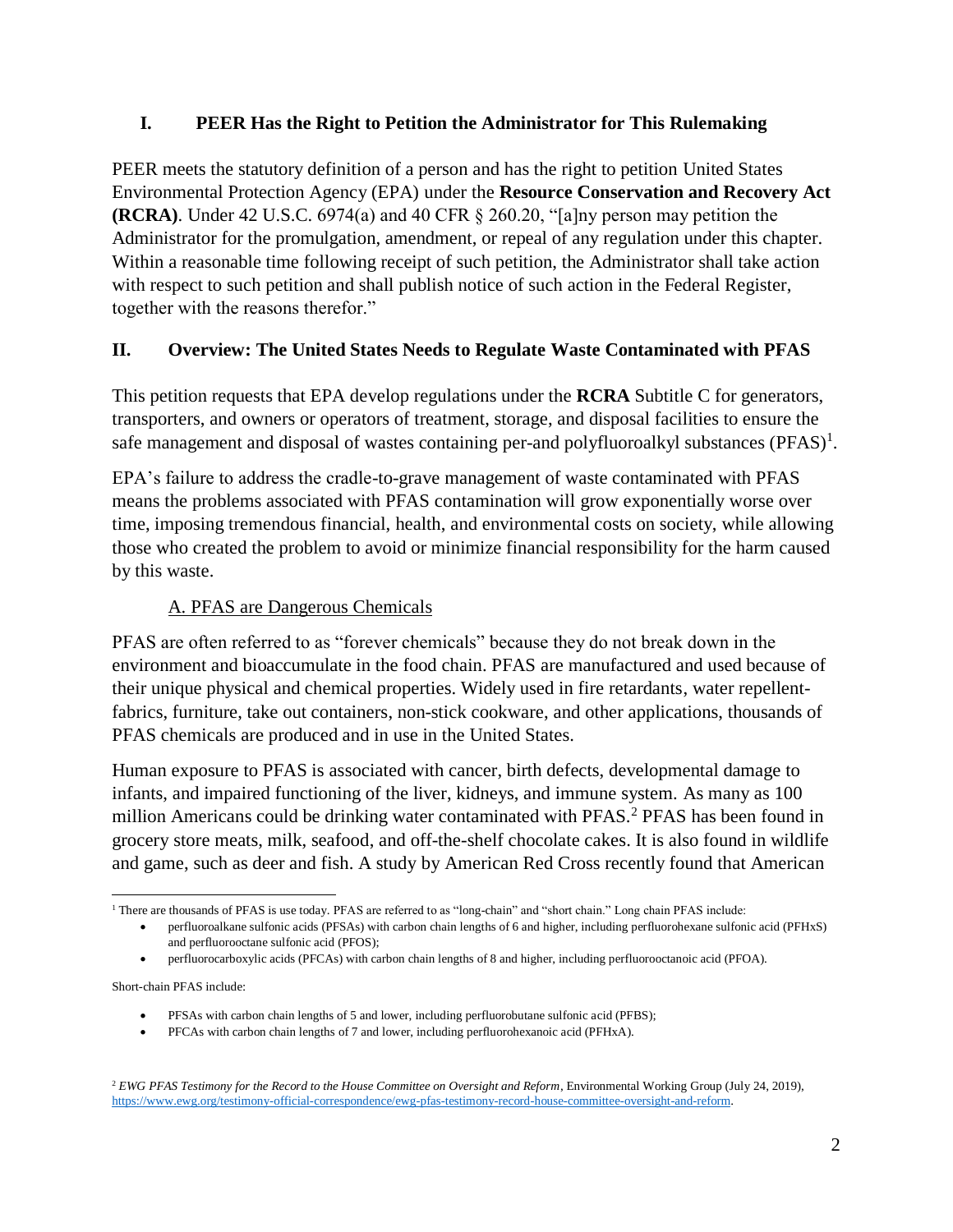## I. PEER Has the Right to Petition the Administrator for This Rulemaking

PEER meets the statutory definition of a person and has the right to petition United States Environmental Protection Agency (EPA) under the **Resource Conservation and Recovery Act (RCRA)**. Under 42 U.S.C. 6974(a) and 40 CFR § 260.20, "[a]ny person may petition the Administrator for the promulgation, amendment, or repeal of any regulation under this chapter. Within a reasonable time following receipt of such petition, the Administrator shall take action with respect to such petition and shall publish notice of such action in the Federal Register, together with the reasons therefor."

## II. Overview: The United States Needs to Regulate Waste Contaminated with PFAS

This petition requests that EPA develop regulations under the **RCRA** Subtitle C for generators, transporters, and owners or operators of treatment, storage, and disposal facilities to ensure the safe management and disposal of wastes containing per-and polyfluoroalkyl substances (PFAS)[1].

EPA's failure to address the cradle-to-grave management of waste contaminated with PFAS means the problems associated with PFAS contamination will grow exponentially worse over time, imposing tremendous financial, health, and environmental costs on society, while allowing those who created the problem to avoid or minimize financial responsibility for the harm caused by this waste.

### A. PFAS are Dangerous Chemicals

PFAS are often referred to as "forever chemicals" because they do not break down in the environment and bioaccumulate in the food chain. PFAS are manufactured and used because of their unique physical and chemical properties. Widely used in fire retardants, water repellent-fabrics, furniture, take out containers, non-stick cookware, and other applications, thousands of PFAS chemicals are produced and in use in the United States.

Human exposure to PFAS is associated with cancer, birth defects, developmental damage to infants, and impaired functioning of the liver, kidneys, and immune system. As many as 100 million Americans could be drinking water contaminated with PFAS.[2] PFAS has been found in grocery store meats, milk, seafood, and off-the-shelf chocolate cakes. It is also found in wildlife and game, such as deer and fish. A study by American Red Cross recently found that American

---

[1] There are thousands of PFAS is use today. PFAS are referred to as "long-chain" and "short chain." Long chain PFAS include:

- perfluoroalkane sulfonic acids (PFSAs) with carbon chain lengths of 6 and higher, including perfluorohexane sulfonic acid (PFHxS) and perfluorooctane sulfonic acid (PFOS);
- perfluorocarboxylic acids (PFCAs) with carbon chain lengths of 8 and higher, including perfluorooctanoic acid (PFOA).

Short-chain PFAS include:

- PFSAs with carbon chain lengths of 5 and lower, including perfluorobutane sulfonic acid (PFBS);
- PFCAs with carbon chain lengths of 7 and lower, including perfluorohexanoic acid (PFHxA).

[2] *EWG PFAS Testimony for the Record to the House Committee on Oversight and Reform*, Environmental Working Group (July 24, 2019), https://www.ewg.org/testimony-official-correspondence/ewg-pfas-testimony-record-house-committee-oversight-and-reform.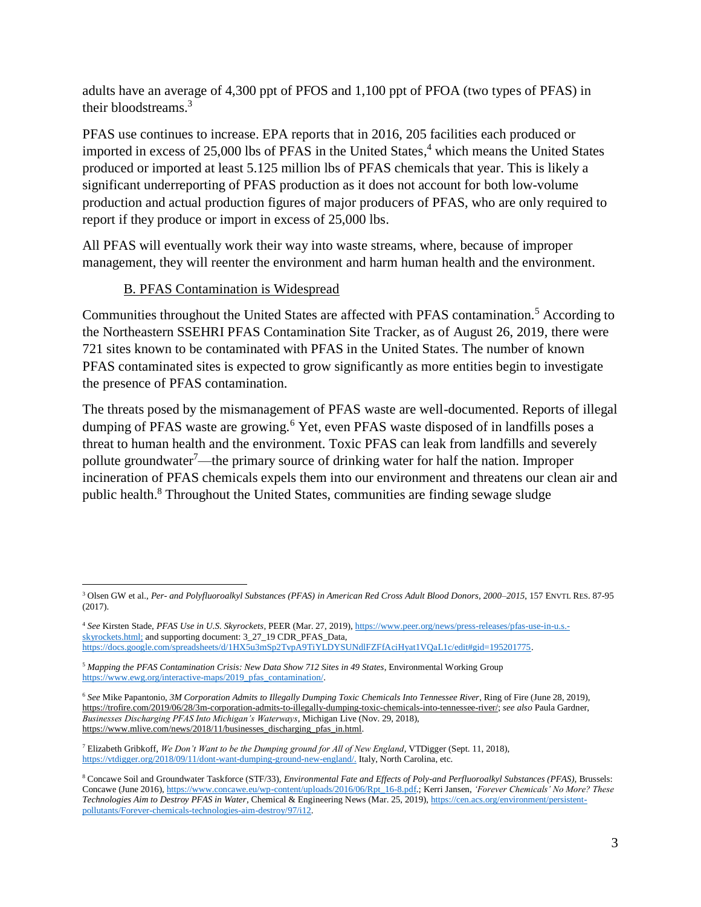adults have an average of 4,300 ppt of PFOS and 1,100 ppt of PFOA (two types of PFAS) in their bloodstreams.[3]

PFAS use continues to increase. EPA reports that in 2016, 205 facilities each produced or imported in excess of 25,000 lbs of PFAS in the United States,[4] which means the United States produced or imported at least 5.125 million lbs of PFAS chemicals that year. This is likely a significant underreporting of PFAS production as it does not account for both low-volume production and actual production figures of major producers of PFAS, who are only required to report if they produce or import in excess of 25,000 lbs.

All PFAS will eventually work their way into waste streams, where, because of improper management, they will reenter the environment and harm human health and the environment.

### B. PFAS Contamination is Widespread

Communities throughout the United States are affected with PFAS contamination.[5] According to the Northeastern SSEHRI PFAS Contamination Site Tracker, as of August 26, 2019, there were 721 sites known to be contaminated with PFAS in the United States. The number of known PFAS contaminated sites is expected to grow significantly as more entities begin to investigate the presence of PFAS contamination.

The threats posed by the mismanagement of PFAS waste are well-documented. Reports of illegal dumping of PFAS waste are growing.[6] Yet, even PFAS waste disposed of in landfills poses a threat to human health and the environment. Toxic PFAS can leak from landfills and severely pollute groundwater[7]—the primary source of drinking water for half the nation. Improper incineration of PFAS chemicals expels them into our environment and threatens our clean air and public health.[8] Throughout the United States, communities are finding sewage sludge

---

[3] Olsen GW et al., *Per- and Polyfluoroalkyl Substances (PFAS) in American Red Cross Adult Blood Donors, 2000–2015*, 157 ENVTL RES. 87-95 (2017).

[4] *See* Kirsten Stade, *PFAS Use in U.S. Skyrockets*, PEER (Mar. 27, 2019), https://www.peer.org/news/press-releases/pfas-use-in-u.s.-skyrockets.html; and supporting document: 3_27_19 CDR_PFAS_Data, https://docs.google.com/spreadsheets/d/1HX5u3mSp2TvpA9TiYLDYSUNdlFZFfAciHyat1VQaL1c/edit#gid=195201775.

[5] *Mapping the PFAS Contamination Crisis: New Data Show 712 Sites in 49 States*, Environmental Working Group https://www.ewg.org/interactive-maps/2019_pfas_contamination/.

[6] *See* Mike Papantonio, *3M Corporation Admits to Illegally Dumping Toxic Chemicals Into Tennessee River*, Ring of Fire (June 28, 2019), https://trofire.com/2019/06/28/3m-corporation-admits-to-illegally-dumping-toxic-chemicals-into-tennessee-river/; *see also* Paula Gardner, *Businesses Discharging PFAS Into Michigan's Waterways*, Michigan Live (Nov. 29, 2018), https://www.mlive.com/news/2018/11/businesses_discharging_pfas_in.html.

[7] Elizabeth Gribkoff, *We Don't Want to be the Dumping ground for All of New England*, VTDigger (Sept. 11, 2018), https://vtdigger.org/2018/09/11/dont-want-dumping-ground-new-england/. Italy, North Carolina, etc.

[8] Concawe Soil and Groundwater Taskforce (STF/33), *Environmental Fate and Effects of Poly-and Perfluoroalkyl Substances (PFAS)*, Brussels: Concawe (June 2016), https://www.concawe.eu/wp-content/uploads/2016/06/Rpt_16-8.pdf.; Kerri Jansen, *'Forever Chemicals' No More? These Technologies Aim to Destroy PFAS in Water*, Chemical & Engineering News (Mar. 25, 2019), https://cen.acs.org/environment/persistent-pollutants/Forever-chemicals-technologies-aim-destroy/97/i12.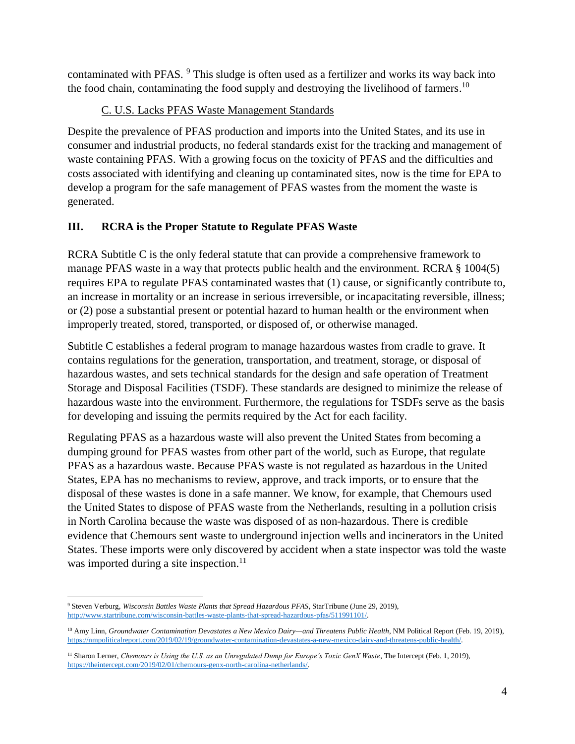contaminated with PFAS. [9] This sludge is often used as a fertilizer and works its way back into the food chain, contaminating the food supply and destroying the livelihood of farmers.[10]

### C. U.S. Lacks PFAS Waste Management Standards

Despite the prevalence of PFAS production and imports into the United States, and its use in consumer and industrial products, no federal standards exist for the tracking and management of waste containing PFAS. With a growing focus on the toxicity of PFAS and the difficulties and costs associated with identifying and cleaning up contaminated sites, now is the time for EPA to develop a program for the safe management of PFAS wastes from the moment the waste is generated.

## III. RCRA is the Proper Statute to Regulate PFAS Waste

RCRA Subtitle C is the only federal statute that can provide a comprehensive framework to manage PFAS waste in a way that protects public health and the environment. RCRA § 1004(5) requires EPA to regulate PFAS contaminated wastes that (1) cause, or significantly contribute to, an increase in mortality or an increase in serious irreversible, or incapacitating reversible, illness; or (2) pose a substantial present or potential hazard to human health or the environment when improperly treated, stored, transported, or disposed of, or otherwise managed.

Subtitle C establishes a federal program to manage hazardous wastes from cradle to grave. It contains regulations for the generation, transportation, and treatment, storage, or disposal of hazardous wastes, and sets technical standards for the design and safe operation of Treatment Storage and Disposal Facilities (TSDF). These standards are designed to minimize the release of hazardous waste into the environment. Furthermore, the regulations for TSDFs serve as the basis for developing and issuing the permits required by the Act for each facility.

Regulating PFAS as a hazardous waste will also prevent the United States from becoming a dumping ground for PFAS wastes from other part of the world, such as Europe, that regulate PFAS as a hazardous waste. Because PFAS waste is not regulated as hazardous in the United States, EPA has no mechanisms to review, approve, and track imports, or to ensure that the disposal of these wastes is done in a safe manner. We know, for example, that Chemours used the United States to dispose of PFAS waste from the Netherlands, resulting in a pollution crisis in North Carolina because the waste was disposed of as non-hazardous. There is credible evidence that Chemours sent waste to underground injection wells and incinerators in the United States. These imports were only discovered by accident when a state inspector was told the waste was imported during a site inspection.[11]

---

[9] Steven Verburg, *Wisconsin Battles Waste Plants that Spread Hazardous PFAS*, StarTribune (June 29, 2019), http://www.startribune.com/wisconsin-battles-waste-plants-that-spread-hazardous-pfas/511991101/.

[10] Amy Linn, *Groundwater Contamination Devastates a New Mexico Dairy—and Threatens Public Health*, NM Political Report (Feb. 19, 2019), https://nmpoliticalreport.com/2019/02/19/groundwater-contamination-devastates-a-new-mexico-dairy-and-threatens-public-health/.

[11] Sharon Lerner, *Chemours is Using the U.S. as an Unregulated Dump for Europe's Toxic GenX Waste*, The Intercept (Feb. 1, 2019), https://theintercept.com/2019/02/01/chemours-genx-north-carolina-netherlands/.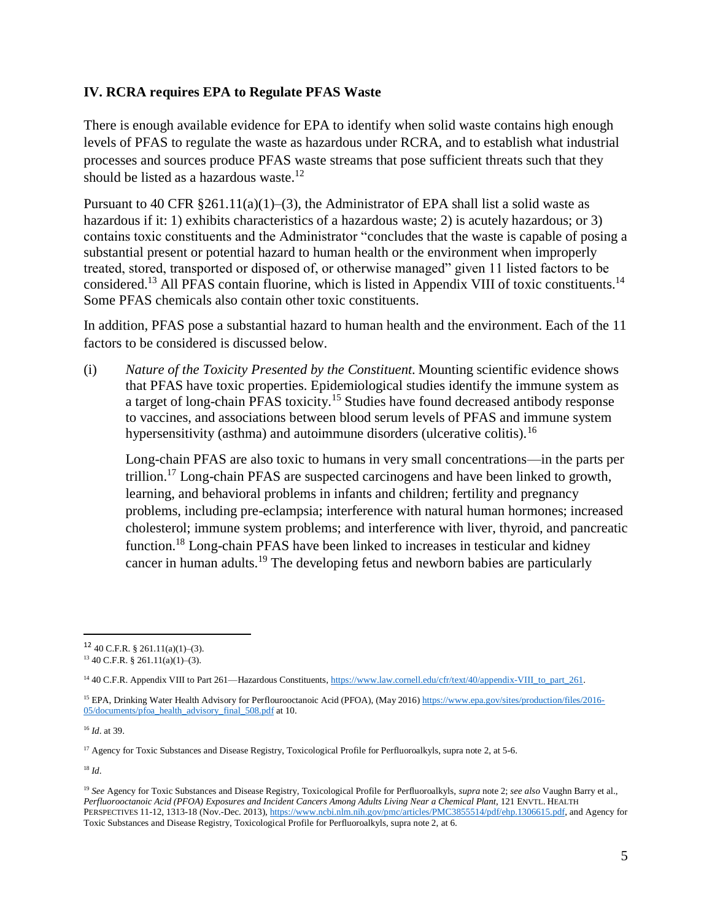## IV. RCRA requires EPA to Regulate PFAS Waste

There is enough available evidence for EPA to identify when solid waste contains high enough levels of PFAS to regulate the waste as hazardous under RCRA, and to establish what industrial processes and sources produce PFAS waste streams that pose sufficient threats such that they should be listed as a hazardous waste.[12]

Pursuant to 40 CFR §261.11(a)(1)–(3), the Administrator of EPA shall list a solid waste as hazardous if it: 1) exhibits characteristics of a hazardous waste; 2) is acutely hazardous; or 3) contains toxic constituents and the Administrator "concludes that the waste is capable of posing a substantial present or potential hazard to human health or the environment when improperly treated, stored, transported or disposed of, or otherwise managed" given 11 listed factors to be considered.[13] All PFAS contain fluorine, which is listed in Appendix VIII of toxic constituents.[14] Some PFAS chemicals also contain other toxic constituents.

In addition, PFAS pose a substantial hazard to human health and the environment. Each of the 11 factors to be considered is discussed below.

(i) *Nature of the Toxicity Presented by the Constituent.* Mounting scientific evidence shows that PFAS have toxic properties. Epidemiological studies identify the immune system as a target of long-chain PFAS toxicity.[15] Studies have found decreased antibody response to vaccines, and associations between blood serum levels of PFAS and immune system hypersensitivity (asthma) and autoimmune disorders (ulcerative colitis).[16]

Long-chain PFAS are also toxic to humans in very small concentrations—in the parts per trillion.[17] Long-chain PFAS are suspected carcinogens and have been linked to growth, learning, and behavioral problems in infants and children; fertility and pregnancy problems, including pre-eclampsia; interference with natural human hormones; increased cholesterol; immune system problems; and interference with liver, thyroid, and pancreatic function.[18] Long-chain PFAS have been linked to increases in testicular and kidney cancer in human adults.[19] The developing fetus and newborn babies are particularly

---

[12] 40 C.F.R. § 261.11(a)(1)–(3).

[13] 40 C.F.R. § 261.11(a)(1)–(3).

[14] 40 C.F.R. Appendix VIII to Part 261—Hazardous Constituents, https://www.law.cornell.edu/cfr/text/40/appendix-VIII_to_part_261.

[15] EPA, Drinking Water Health Advisory for Perflourooctanoic Acid (PFOA), (May 2016) https://www.epa.gov/sites/production/files/2016-05/documents/pfoa_health_advisory_final_508.pdf at 10.

[16] *Id*. at 39.

[17] Agency for Toxic Substances and Disease Registry, Toxicological Profile for Perfluoroalkyls, supra note 2, at 5-6.

[18] *Id*.

[19] *See* Agency for Toxic Substances and Disease Registry, Toxicological Profile for Perfluoroalkyls, *supra* note 2; *see also* Vaughn Barry et al., *Perfluorooctanoic Acid (PFOA) Exposures and Incident Cancers Among Adults Living Near a Chemical Plant*, 121 ENVTL. HEALTH PERSPECTIVES 11-12, 1313-18 (Nov.-Dec. 2013), https://www.ncbi.nlm.nih.gov/pmc/articles/PMC3855514/pdf/ehp.1306615.pdf, and Agency for Toxic Substances and Disease Registry, Toxicological Profile for Perfluoroalkyls, supra note 2, at 6.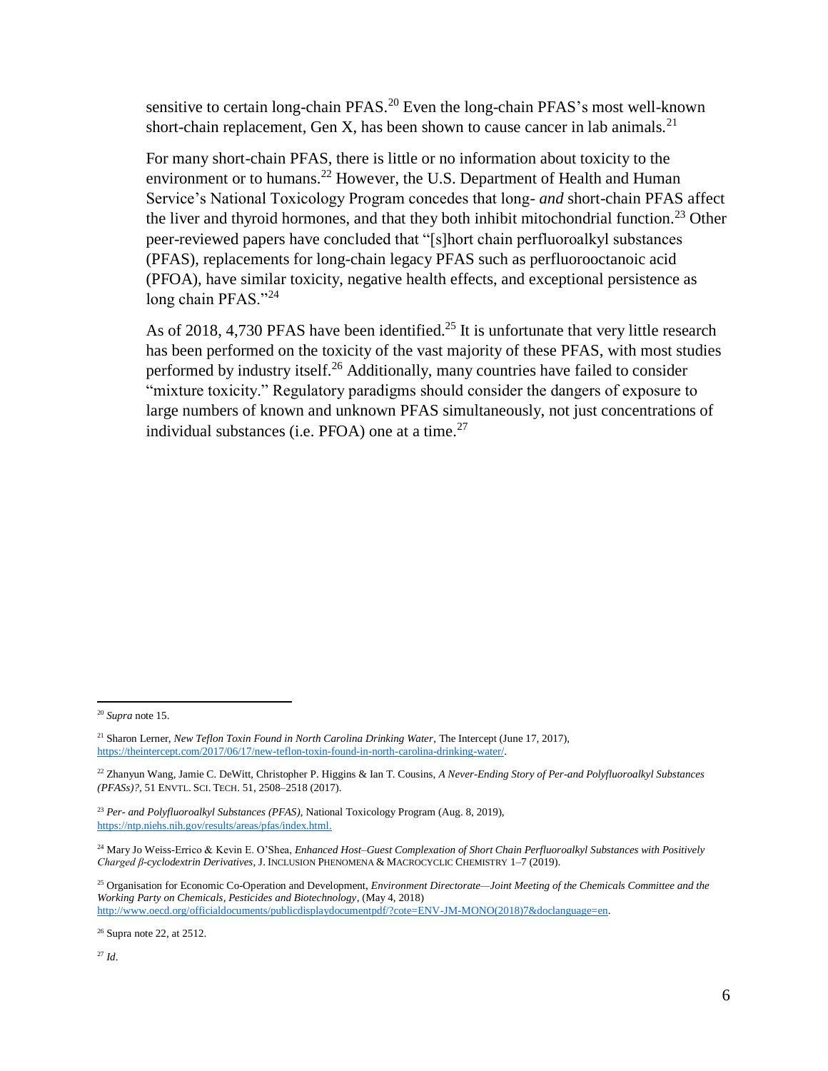sensitive to certain long-chain PFAS.[20] Even the long-chain PFAS's most well-known short-chain replacement, Gen X, has been shown to cause cancer in lab animals.[21]

For many short-chain PFAS, there is little or no information about toxicity to the environment or to humans.[22] However, the U.S. Department of Health and Human Service's National Toxicology Program concedes that long- *and* short-chain PFAS affect the liver and thyroid hormones, and that they both inhibit mitochondrial function.[23] Other peer-reviewed papers have concluded that "[s]hort chain perfluoroalkyl substances (PFAS), replacements for long-chain legacy PFAS such as perfluorooctanoic acid (PFOA), have similar toxicity, negative health effects, and exceptional persistence as long chain PFAS."[24]

As of 2018, 4,730 PFAS have been identified.[25] It is unfortunate that very little research has been performed on the toxicity of the vast majority of these PFAS, with most studies performed by industry itself.[26] Additionally, many countries have failed to consider "mixture toxicity." Regulatory paradigms should consider the dangers of exposure to large numbers of known and unknown PFAS simultaneously, not just concentrations of individual substances (i.e. PFOA) one at a time.[27]

---

[20] *Supra* note 15.

[21] Sharon Lerner, *New Teflon Toxin Found in North Carolina Drinking Water*, The Intercept (June 17, 2017), https://theintercept.com/2017/06/17/new-teflon-toxin-found-in-north-carolina-drinking-water/.

[22] Zhanyun Wang, Jamie C. DeWitt, Christopher P. Higgins & Ian T. Cousins, *A Never-Ending Story of Per-and Polyfluoroalkyl Substances (PFASs)?*, 51 ENVTL. SCI. TECH. 51, 2508–2518 (2017).

[23] *Per- and Polyfluoroalkyl Substances (PFAS)*, National Toxicology Program (Aug. 8, 2019), https://ntp.niehs.nih.gov/results/areas/pfas/index.html.

[24] Mary Jo Weiss-Errico & Kevin E. O'Shea, *Enhanced Host–Guest Complexation of Short Chain Perfluoroalkyl Substances with Positively Charged β-cyclodextrin Derivatives*, J. INCLUSION PHENOMENA & MACROCYCLIC CHEMISTRY 1–7 (2019).

[25] Organisation for Economic Co-Operation and Development, *Environment Directorate—Joint Meeting of the Chemicals Committee and the Working Party on Chemicals, Pesticides and Biotechnology*, (May 4, 2018) http://www.oecd.org/officialdocuments/publicdisplaydocumentpdf/?cote=ENV-JM-MONO(2018)7&doclanguage=en.

[26] Supra note 22, at 2512.

[27] *Id*.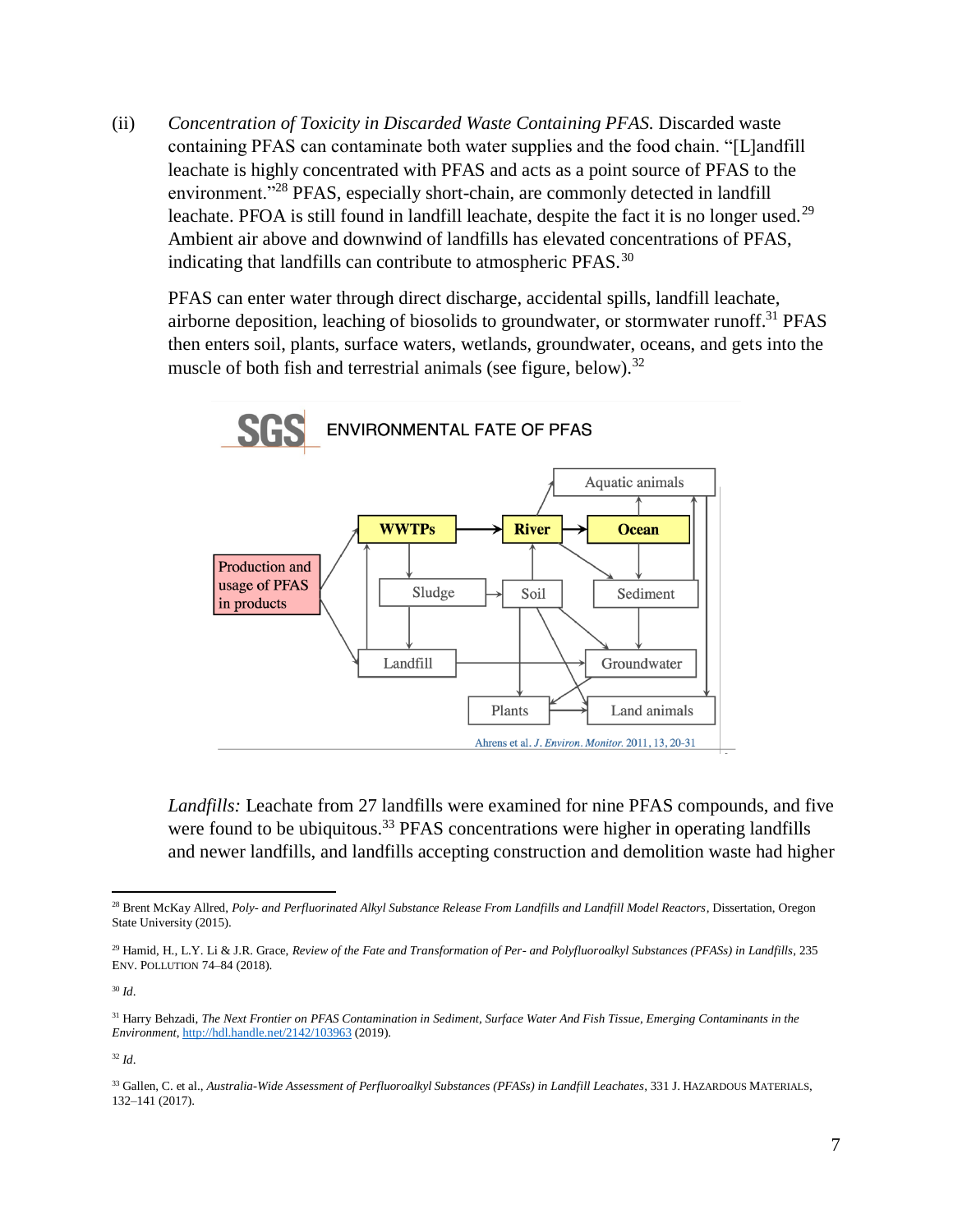(ii) *Concentration of Toxicity in Discarded Waste Containing PFAS.* Discarded waste containing PFAS can contaminate both water supplies and the food chain. "[L]andfill leachate is highly concentrated with PFAS and acts as a point source of PFAS to the environment."[28] PFAS, especially short-chain, are commonly detected in landfill leachate. PFOA is still found in landfill leachate, despite the fact it is no longer used.[29] Ambient air above and downwind of landfills has elevated concentrations of PFAS, indicating that landfills can contribute to atmospheric PFAS.[30]

PFAS can enter water through direct discharge, accidental spills, landfill leachate, airborne deposition, leaching of biosolids to groundwater, or stormwater runoff.[31] PFAS then enters soil, plants, surface waters, wetlands, groundwater, oceans, and gets into the muscle of both fish and terrestrial animals (see figure, below).[32]

SGS ENVIRONMENTAL FATE OF PFAS

Ahrens et al. *J. Environ. Monitor.* 2011, 13, 20-31

*Landfills:* Leachate from 27 landfills were examined for nine PFAS compounds, and five were found to be ubiquitous.[33] PFAS concentrations were higher in operating landfills and newer landfills, and landfills accepting construction and demolition waste had higher

---

[28] Brent McKay Allred, *Poly- and Perfluorinated Alkyl Substance Release From Landfills and Landfill Model Reactors*, Dissertation, Oregon State University (2015).

[29] Hamid, H., L.Y. Li & J.R. Grace, *Review of the Fate and Transformation of Per- and Polyfluoroalkyl Substances (PFASs) in Landfills*, 235 ENV. POLLUTION 74–84 (2018).

[30] *Id*.

[31] Harry Behzadi, *The Next Frontier on PFAS Contamination in Sediment, Surface Water And Fish Tissue, Emerging Contaminants in the Environment*, http://hdl.handle.net/2142/103963 (2019).

[32] *Id*.

[33] Gallen, C. et al., *Australia-Wide Assessment of Perfluoroalkyl Substances (PFASs) in Landfill Leachates*, 331 J. HAZARDOUS MATERIALS, 132–141 (2017).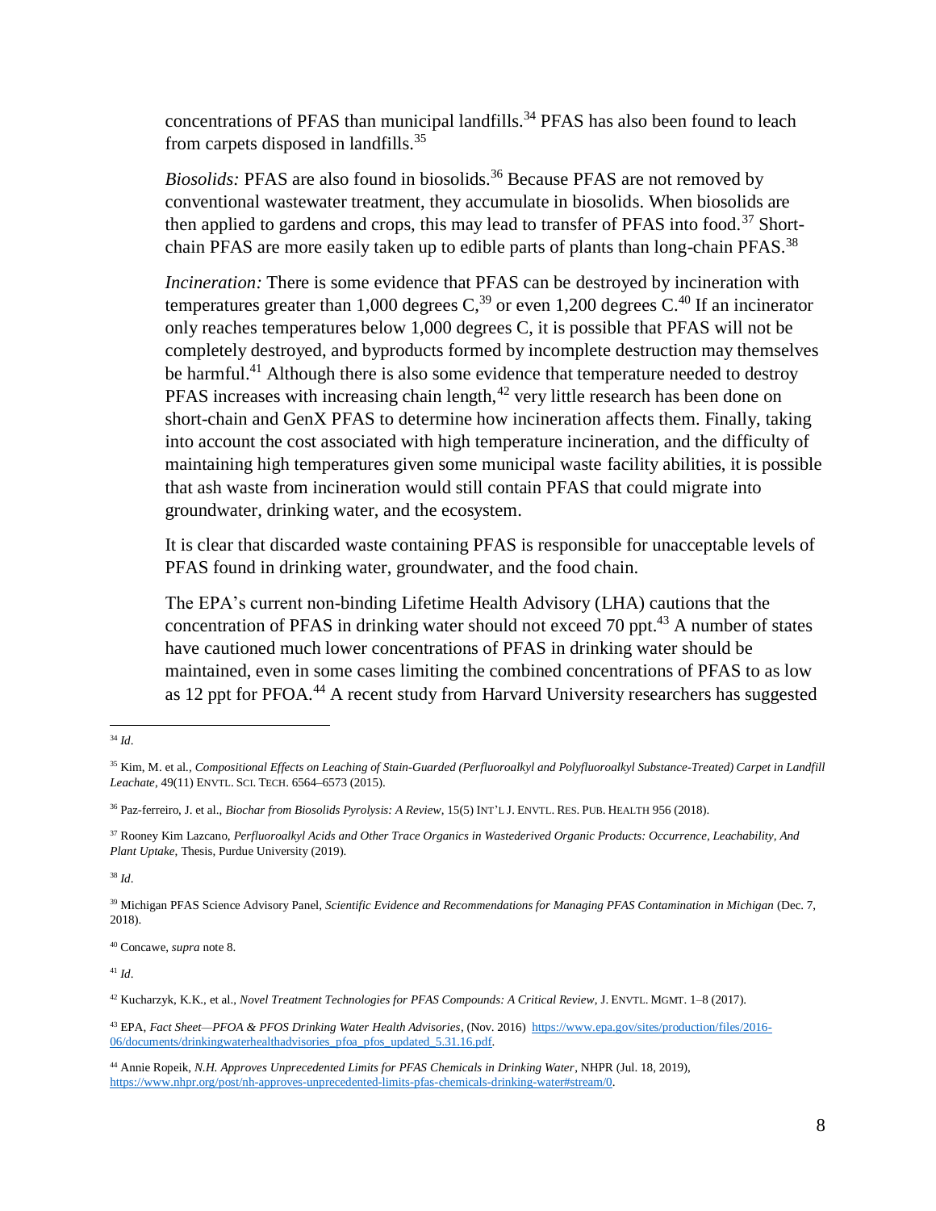concentrations of PFAS than municipal landfills.[34] PFAS has also been found to leach from carpets disposed in landfills.[35]

*Biosolids:* PFAS are also found in biosolids.[36] Because PFAS are not removed by conventional wastewater treatment, they accumulate in biosolids. When biosolids are then applied to gardens and crops, this may lead to transfer of PFAS into food.[37] Short-chain PFAS are more easily taken up to edible parts of plants than long-chain PFAS.[38]

*Incineration:* There is some evidence that PFAS can be destroyed by incineration with temperatures greater than 1,000 degrees C,[39] or even 1,200 degrees C.[40] If an incinerator only reaches temperatures below 1,000 degrees C, it is possible that PFAS will not be completely destroyed, and byproducts formed by incomplete destruction may themselves be harmful.[41] Although there is also some evidence that temperature needed to destroy PFAS increases with increasing chain length,[42] very little research has been done on short-chain and GenX PFAS to determine how incineration affects them. Finally, taking into account the cost associated with high temperature incineration, and the difficulty of maintaining high temperatures given some municipal waste facility abilities, it is possible that ash waste from incineration would still contain PFAS that could migrate into groundwater, drinking water, and the ecosystem.

It is clear that discarded waste containing PFAS is responsible for unacceptable levels of PFAS found in drinking water, groundwater, and the food chain.

The EPA's current non-binding Lifetime Health Advisory (LHA) cautions that the concentration of PFAS in drinking water should not exceed 70 ppt.[43] A number of states have cautioned much lower concentrations of PFAS in drinking water should be maintained, even in some cases limiting the combined concentrations of PFAS to as low as 12 ppt for PFOA.[44] A recent study from Harvard University researchers has suggested

---

[34] *Id*.

[35] Kim, M. et al., *Compositional Effects on Leaching of Stain-Guarded (Perfluoroalkyl and Polyfluoroalkyl Substance-Treated) Carpet in Landfill Leachate*, 49(11) ENVTL. SCI. TECH. 6564–6573 (2015).

[36] Paz-ferreiro, J. et al., *Biochar from Biosolids Pyrolysis: A Review*, 15(5) INT'L J. ENVTL. RES. PUB. HEALTH 956 (2018).

[37] Rooney Kim Lazcano, *Perfluoroalkyl Acids and Other Trace Organics in Wastederived Organic Products: Occurrence, Leachability, And Plant Uptake*, Thesis, Purdue University (2019).

[38] *Id*.

[39] Michigan PFAS Science Advisory Panel, *Scientific Evidence and Recommendations for Managing PFAS Contamination in Michigan* (Dec. 7, 2018).

[40] Concawe, *supra* note 8.

[41] *Id*.

[42] Kucharzyk, K.K., et al., *Novel Treatment Technologies for PFAS Compounds: A Critical Review*, J. ENVTL. MGMT. 1–8 (2017).

[43] EPA, *Fact Sheet—PFOA & PFOS Drinking Water Health Advisories*, (Nov. 2016) https://www.epa.gov/sites/production/files/2016-06/documents/drinkingwaterhealthadvisories_pfoa_pfos_updated_5.31.16.pdf.

[44] Annie Ropeik, *N.H. Approves Unprecedented Limits for PFAS Chemicals in Drinking Water*, NHPR (Jul. 18, 2019), https://www.nhpr.org/post/nh-approves-unprecedented-limits-pfas-chemicals-drinking-water#stream/0.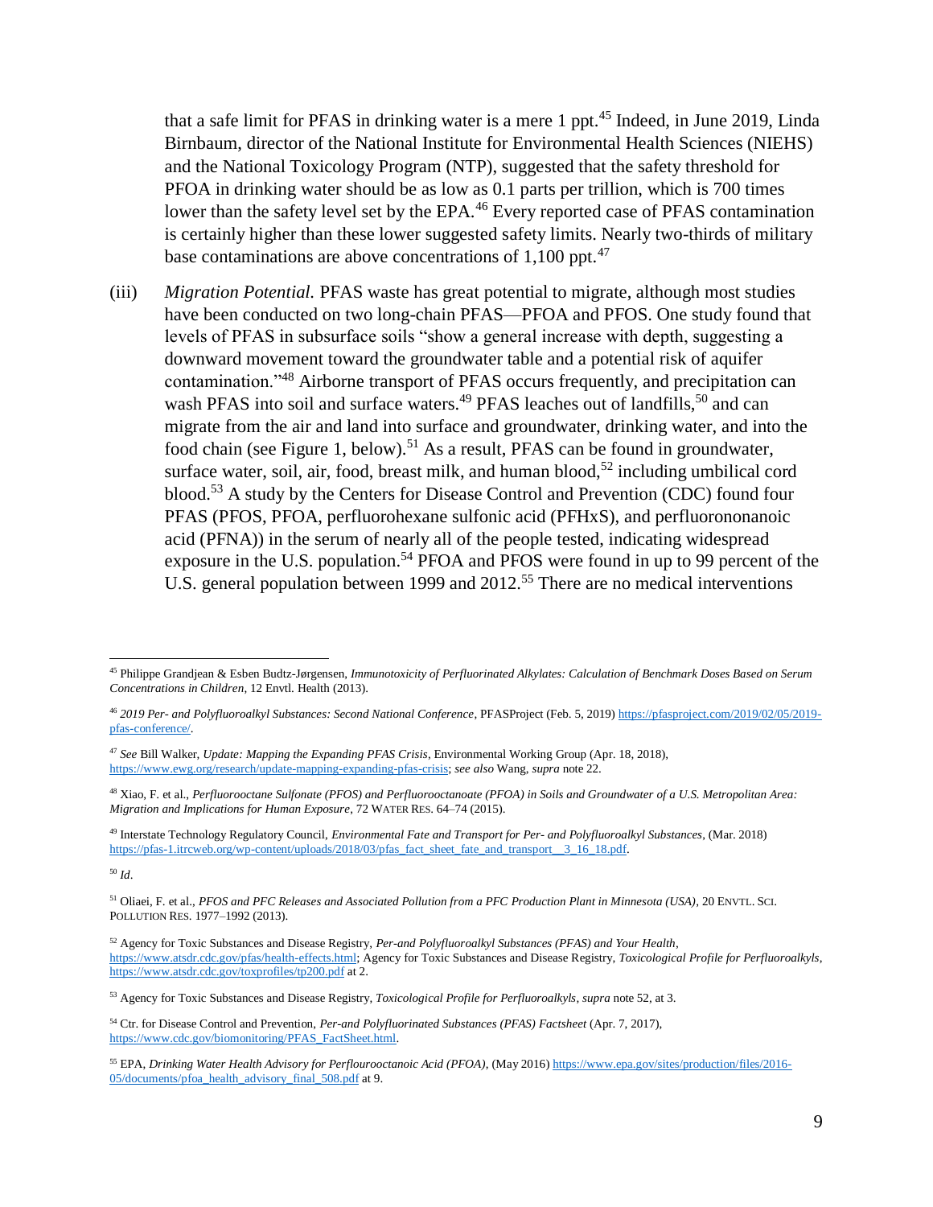that a safe limit for PFAS in drinking water is a mere 1 ppt.[45] Indeed, in June 2019, Linda Birnbaum, director of the National Institute for Environmental Health Sciences (NIEHS) and the National Toxicology Program (NTP), suggested that the safety threshold for PFOA in drinking water should be as low as 0.1 parts per trillion, which is 700 times lower than the safety level set by the EPA.[46] Every reported case of PFAS contamination is certainly higher than these lower suggested safety limits. Nearly two-thirds of military base contaminations are above concentrations of 1,100 ppt.[47]

(iii) *Migration Potential.* PFAS waste has great potential to migrate, although most studies have been conducted on two long-chain PFAS—PFOA and PFOS. One study found that levels of PFAS in subsurface soils "show a general increase with depth, suggesting a downward movement toward the groundwater table and a potential risk of aquifer contamination."[48] Airborne transport of PFAS occurs frequently, and precipitation can wash PFAS into soil and surface waters.[49] PFAS leaches out of landfills,[50] and can migrate from the air and land into surface and groundwater, drinking water, and into the food chain (see Figure 1, below).[51] As a result, PFAS can be found in groundwater, surface water, soil, air, food, breast milk, and human blood,[52] including umbilical cord blood.[53] A study by the Centers for Disease Control and Prevention (CDC) found four PFAS (PFOS, PFOA, perfluorohexane sulfonic acid (PFHxS), and perfluorononanoic acid (PFNA)) in the serum of nearly all of the people tested, indicating widespread exposure in the U.S. population.[54] PFOA and PFOS were found in up to 99 percent of the U.S. general population between 1999 and 2012.[55] There are no medical interventions

---

[45] Philippe Grandjean & Esben Budtz-Jørgensen, *Immunotoxicity of Perfluorinated Alkylates: Calculation of Benchmark Doses Based on Serum Concentrations in Children*, 12 Envtl. Health (2013).

[46] *2019 Per- and Polyfluoroalkyl Substances: Second National Conference*, PFASProject (Feb. 5, 2019) https://pfasproject.com/2019/02/05/2019-pfas-conference/.

[47] *See* Bill Walker, *Update: Mapping the Expanding PFAS Crisis*, Environmental Working Group (Apr. 18, 2018), https://www.ewg.org/research/update-mapping-expanding-pfas-crisis; *see also* Wang, *supra* note 22.

[48] Xiao, F. et al., *Perfluorooctane Sulfonate (PFOS) and Perfluorooctanoate (PFOA) in Soils and Groundwater of a U.S. Metropolitan Area: Migration and Implications for Human Exposure*, 72 WATER RES. 64–74 (2015).

[49] Interstate Technology Regulatory Council, *Environmental Fate and Transport for Per- and Polyfluoroalkyl Substances*, (Mar. 2018) https://pfas-1.itrcweb.org/wp-content/uploads/2018/03/pfas_fact_sheet_fate_and_transport__3_16_18.pdf.

[50] *Id*.

[51] Oliaei, F. et al., *PFOS and PFC Releases and Associated Pollution from a PFC Production Plant in Minnesota (USA)*, 20 ENVTL. SCI. POLLUTION RES. 1977–1992 (2013).

[52] Agency for Toxic Substances and Disease Registry, *Per-and Polyfluoroalkyl Substances (PFAS) and Your Health*, https://www.atsdr.cdc.gov/pfas/health-effects.html; Agency for Toxic Substances and Disease Registry, *Toxicological Profile for Perfluoroalkyls*, https://www.atsdr.cdc.gov/toxprofiles/tp200.pdf at 2.

[53] Agency for Toxic Substances and Disease Registry, *Toxicological Profile for Perfluoroalkyls*, *supra* note 52, at 3.

[54] Ctr. for Disease Control and Prevention, *Per-and Polyfluorinated Substances (PFAS) Factsheet* (Apr. 7, 2017), https://www.cdc.gov/biomonitoring/PFAS_FactSheet.html.

[55] EPA, *Drinking Water Health Advisory for Perflourooctanoic Acid (PFOA)*, (May 2016) https://www.epa.gov/sites/production/files/2016-05/documents/pfoa_health_advisory_final_508.pdf at 9.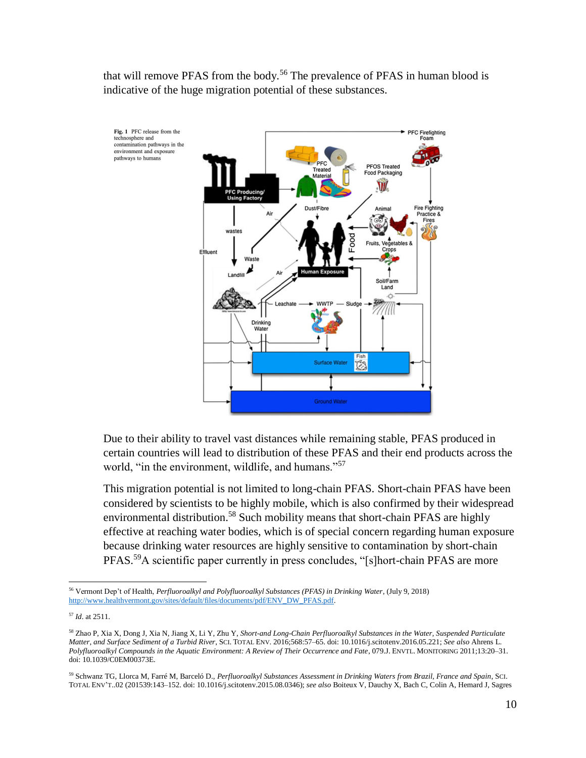that will remove PFAS from the body.[56] The prevalence of PFAS in human blood is indicative of the huge migration potential of these substances.

**Fig. 1** PFC release from the technosphere and contamination pathways in the environment and exposure pathways to humans

Due to their ability to travel vast distances while remaining stable, PFAS produced in certain countries will lead to distribution of these PFAS and their end products across the world, "in the environment, wildlife, and humans."[57]

This migration potential is not limited to long-chain PFAS. Short-chain PFAS have been considered by scientists to be highly mobile, which is also confirmed by their widespread environmental distribution.[58] Such mobility means that short-chain PFAS are highly effective at reaching water bodies, which is of special concern regarding human exposure because drinking water resources are highly sensitive to contamination by short-chain PFAS.[59]A scientific paper currently in press concludes, "[s]hort-chain PFAS are more

---

[56] Vermont Dep't of Health, *Perfluoroalkyl and Polyfluoroalkyl Substances (PFAS) in Drinking Water*, (July 9, 2018) http://www.healthvermont.gov/sites/default/files/documents/pdf/ENV_DW_PFAS.pdf.

[57] *Id*. at 2511.

[58] Zhao P, Xia X, Dong J, Xia N, Jiang X, Li Y, Zhu Y, *Short-and Long-Chain Perfluoroalkyl Substances in the Water, Suspended Particulate Matter, and Surface Sediment of a Turbid River*, SCI. TOTAL ENV. 2016;568:57–65. doi: 10.1016/j.scitotenv.2016.05.221; *See also* Ahrens L. *Polyfluoroalkyl Compounds in the Aquatic Environment: A Review of Their Occurrence and Fate*, 079.J. ENVTL. MONITORING 2011;13:20–31. doi: 10.1039/C0EM00373E.

[59] Schwanz TG, Llorca M, Farré M, Barceló D., *Perfluoroalkyl Substances Assessment in Drinking Waters from Brazil, France and Spain*, SCI. TOTAL ENV'T..02 (201539:143–152. doi: 10.1016/j.scitotenv.2015.08.0346); *see also* Boiteux V, Dauchy X, Bach C, Colin A, Hemard J, Sagres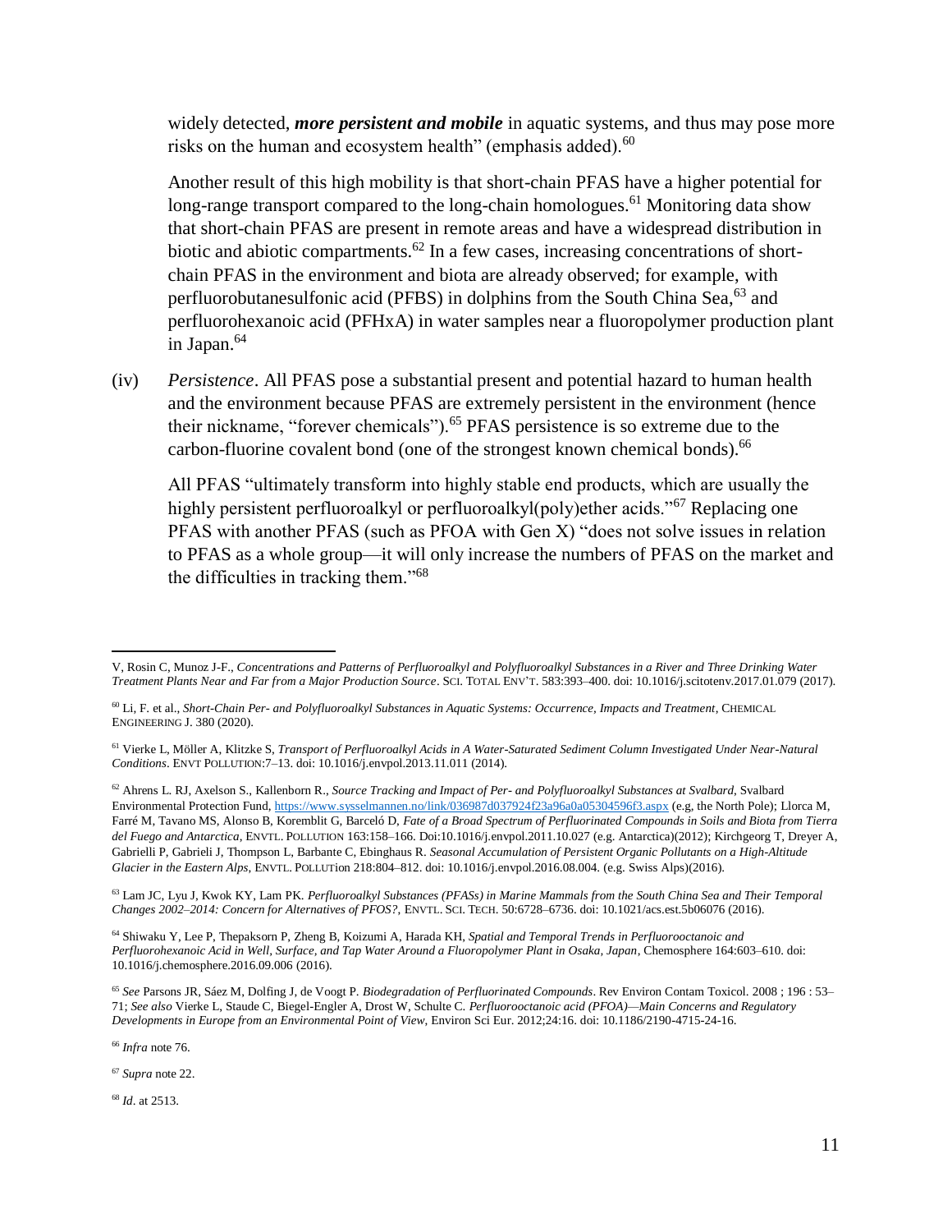widely detected, ***more persistent and mobile*** in aquatic systems, and thus may pose more risks on the human and ecosystem health" (emphasis added).[60]

Another result of this high mobility is that short-chain PFAS have a higher potential for long-range transport compared to the long-chain homologues.[61] Monitoring data show that short-chain PFAS are present in remote areas and have a widespread distribution in biotic and abiotic compartments.[62] In a few cases, increasing concentrations of short-chain PFAS in the environment and biota are already observed; for example, with perfluorobutanesulfonic acid (PFBS) in dolphins from the South China Sea,[63] and perfluorohexanoic acid (PFHxA) in water samples near a fluoropolymer production plant in Japan.[64]

(iv) *Persistence*. All PFAS pose a substantial present and potential hazard to human health and the environment because PFAS are extremely persistent in the environment (hence their nickname, "forever chemicals").[65] PFAS persistence is so extreme due to the carbon-fluorine covalent bond (one of the strongest known chemical bonds).[66]

All PFAS "ultimately transform into highly stable end products, which are usually the highly persistent perfluoroalkyl or perfluoroalkyl(poly)ether acids."[67] Replacing one PFAS with another PFAS (such as PFOA with Gen X) "does not solve issues in relation to PFAS as a whole group—it will only increase the numbers of PFAS on the market and the difficulties in tracking them."[68]

---

V, Rosin C, Munoz J-F., *Concentrations and Patterns of Perfluoroalkyl and Polyfluoroalkyl Substances in a River and Three Drinking Water Treatment Plants Near and Far from a Major Production Source*. SCI. TOTAL ENV'T. 583:393–400. doi: 10.1016/j.scitotenv.2017.01.079 (2017).

[60] Li, F. et al., *Short-Chain Per- and Polyfluoroalkyl Substances in Aquatic Systems: Occurrence, Impacts and Treatment*, CHEMICAL ENGINEERING J. 380 (2020).

[61] Vierke L, Möller A, Klitzke S, *Transport of Perfluoroalkyl Acids in A Water-Saturated Sediment Column Investigated Under Near-Natural Conditions*. ENVT POLLUTION:7–13. doi: 10.1016/j.envpol.2013.11.011 (2014).

[62] Ahrens L. RJ, Axelson S., Kallenborn R., *Source Tracking and Impact of Per- and Polyfluoroalkyl Substances at Svalbard*, Svalbard Environmental Protection Fund, https://www.sysselmannen.no/link/036987d037924f23a96a0a05304596f3.aspx (e.g, the North Pole); Llorca M, Farré M, Tavano MS, Alonso B, Koremblit G, Barceló D, *Fate of a Broad Spectrum of Perfluorinated Compounds in Soils and Biota from Tierra del Fuego and Antarctica*, ENVTL. POLLUTION 163:158–166. Doi:10.1016/j.envpol.2011.10.027 (e.g. Antarctica)(2012); Kirchgeorg T, Dreyer A, Gabrielli P, Gabrieli J, Thompson L, Barbante C, Ebinghaus R. *Seasonal Accumulation of Persistent Organic Pollutants on a High-Altitude Glacier in the Eastern Alps*, ENVTL. POLLUTion 218:804–812. doi: 10.1016/j.envpol.2016.08.004. (e.g. Swiss Alps)(2016).

[63] Lam JC, Lyu J, Kwok KY, Lam PK. *Perfluoroalkyl Substances (PFASs) in Marine Mammals from the South China Sea and Their Temporal Changes 2002–2014: Concern for Alternatives of PFOS?*, ENVTL. SCI. TECH. 50:6728–6736. doi: 10.1021/acs.est.5b06076 (2016).

[64] Shiwaku Y, Lee P, Thepaksorn P, Zheng B, Koizumi A, Harada KH, *Spatial and Temporal Trends in Perfluorooctanoic and Perfluorohexanoic Acid in Well, Surface, and Tap Water Around a Fluoropolymer Plant in Osaka, Japan*, Chemosphere 164:603–610. doi: 10.1016/j.chemosphere.2016.09.006 (2016).

[65] *See* Parsons JR, Sáez M, Dolfing J, de Voogt P. *Biodegradation of Perfluorinated Compounds*. Rev Environ Contam Toxicol. 2008 ; 196 : 53–71; *See also* Vierke L, Staude C, Biegel-Engler A, Drost W, Schulte C. *Perfluorooctanoic acid (PFOA)—Main Concerns and Regulatory Developments in Europe from an Environmental Point of View*, Environ Sci Eur. 2012;24:16. doi: 10.1186/2190-4715-24-16.

[66] *Infra* note 76.

[67] *Supra* note 22.

[68] *Id*. at 2513.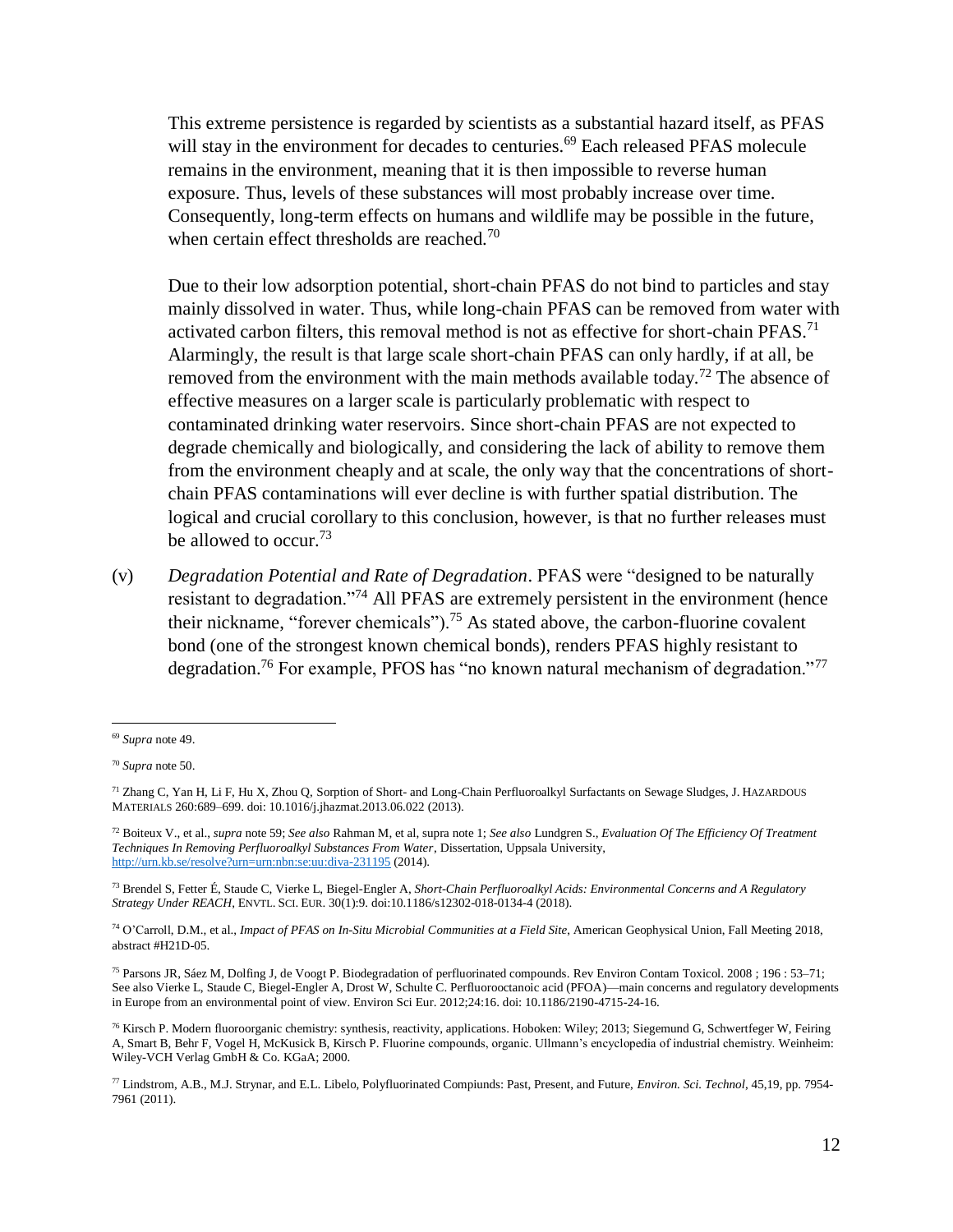This extreme persistence is regarded by scientists as a substantial hazard itself, as PFAS will stay in the environment for decades to centuries.[69] Each released PFAS molecule remains in the environment, meaning that it is then impossible to reverse human exposure. Thus, levels of these substances will most probably increase over time. Consequently, long-term effects on humans and wildlife may be possible in the future, when certain effect thresholds are reached.[70]

Due to their low adsorption potential, short-chain PFAS do not bind to particles and stay mainly dissolved in water. Thus, while long-chain PFAS can be removed from water with activated carbon filters, this removal method is not as effective for short-chain PFAS.[71] Alarmingly, the result is that large scale short-chain PFAS can only hardly, if at all, be removed from the environment with the main methods available today.[72] The absence of effective measures on a larger scale is particularly problematic with respect to contaminated drinking water reservoirs. Since short-chain PFAS are not expected to degrade chemically and biologically, and considering the lack of ability to remove them from the environment cheaply and at scale, the only way that the concentrations of short-chain PFAS contaminations will ever decline is with further spatial distribution. The logical and crucial corollary to this conclusion, however, is that no further releases must be allowed to occur.[73]

(v) *Degradation Potential and Rate of Degradation*. PFAS were "designed to be naturally resistant to degradation."[74] All PFAS are extremely persistent in the environment (hence their nickname, "forever chemicals").[75] As stated above, the carbon-fluorine covalent bond (one of the strongest known chemical bonds), renders PFAS highly resistant to degradation.[76] For example, PFOS has "no known natural mechanism of degradation."[77]

---

[69] *Supra* note 49.

[70] *Supra* note 50.

[71] Zhang C, Yan H, Li F, Hu X, Zhou Q, Sorption of Short- and Long-Chain Perfluoroalkyl Surfactants on Sewage Sludges, J. HAZARDOUS MATERIALS 260:689–699. doi: 10.1016/j.jhazmat.2013.06.022 (2013).

[72] Boiteux V., et al., *supra* note 59; *See also* Rahman M, et al, supra note 1; *See also* Lundgren S., *Evaluation Of The Efficiency Of Treatment Techniques In Removing Perfluoroalkyl Substances From Water*, Dissertation, Uppsala University, http://urn.kb.se/resolve?urn=urn:nbn:se:uu:diva-231195 (2014).

[73] Brendel S, Fetter É, Staude C, Vierke L, Biegel-Engler A, *Short-Chain Perfluoroalkyl Acids: Environmental Concerns and A Regulatory Strategy Under REACH*, ENVTL. SCI. EUR. 30(1):9. doi:10.1186/s12302-018-0134-4 (2018).

[74] O'Carroll, D.M., et al., *Impact of PFAS on In-Situ Microbial Communities at a Field Site*, American Geophysical Union, Fall Meeting 2018, abstract #H21D-05.

[75] Parsons JR, Sáez M, Dolfing J, de Voogt P. Biodegradation of perfluorinated compounds. Rev Environ Contam Toxicol. 2008 ; 196 : 53–71; See also Vierke L, Staude C, Biegel-Engler A, Drost W, Schulte C. Perfluorooctanoic acid (PFOA)—main concerns and regulatory developments in Europe from an environmental point of view. Environ Sci Eur. 2012;24:16. doi: 10.1186/2190-4715-24-16.

[76] Kirsch P. Modern fluoroorganic chemistry: synthesis, reactivity, applications. Hoboken: Wiley; 2013; Siegemund G, Schwertfeger W, Feiring A, Smart B, Behr F, Vogel H, McKusick B, Kirsch P. Fluorine compounds, organic. Ullmann's encyclopedia of industrial chemistry. Weinheim: Wiley-VCH Verlag GmbH & Co. KGaA; 2000.

[77] Lindstrom, A.B., M.J. Strynar, and E.L. Libelo, Polyfluorinated Compiunds: Past, Present, and Future, *Environ. Sci. Technol*, 45,19, pp. 7954-7961 (2011).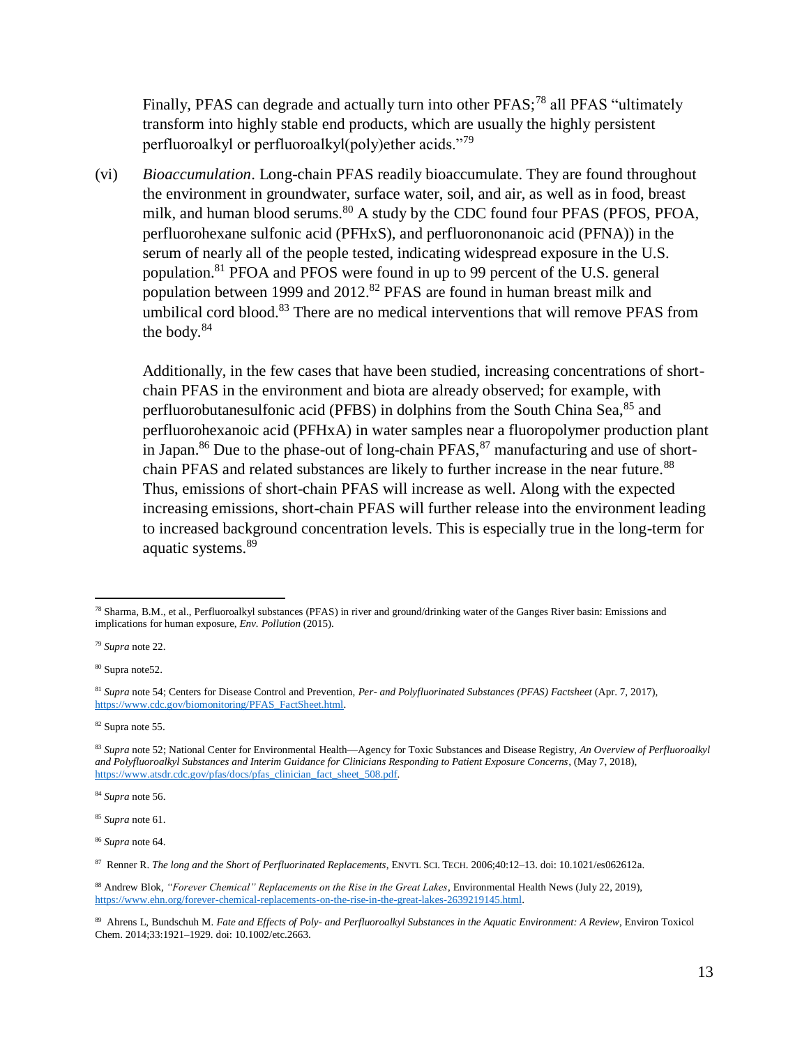Finally, PFAS can degrade and actually turn into other PFAS;[78] all PFAS "ultimately transform into highly stable end products, which are usually the highly persistent perfluoroalkyl or perfluoroalkyl(poly)ether acids."[79]

(vi) *Bioaccumulation*. Long-chain PFAS readily bioaccumulate. They are found throughout the environment in groundwater, surface water, soil, and air, as well as in food, breast milk, and human blood serums.[80] A study by the CDC found four PFAS (PFOS, PFOA, perfluorohexane sulfonic acid (PFHxS), and perfluorononanoic acid (PFNA)) in the serum of nearly all of the people tested, indicating widespread exposure in the U.S. population.[81] PFOA and PFOS were found in up to 99 percent of the U.S. general population between 1999 and 2012.[82] PFAS are found in human breast milk and umbilical cord blood.[83] There are no medical interventions that will remove PFAS from the body.[84]

Additionally, in the few cases that have been studied, increasing concentrations of short-chain PFAS in the environment and biota are already observed; for example, with perfluorobutanesulfonic acid (PFBS) in dolphins from the South China Sea,[85] and perfluorohexanoic acid (PFHxA) in water samples near a fluoropolymer production plant in Japan.[86] Due to the phase-out of long-chain PFAS,[87] manufacturing and use of short-chain PFAS and related substances are likely to further increase in the near future.[88] Thus, emissions of short-chain PFAS will increase as well. Along with the expected increasing emissions, short-chain PFAS will further release into the environment leading to increased background concentration levels. This is especially true in the long-term for aquatic systems.[89]

---

[78] Sharma, B.M., et al., Perfluoroalkyl substances (PFAS) in river and ground/drinking water of the Ganges River basin: Emissions and implications for human exposure, *Env. Pollution* (2015).

[79] *Supra* note 22.

[80] Supra note52.

[81] *Supra* note 54; Centers for Disease Control and Prevention, *Per- and Polyfluorinated Substances (PFAS) Factsheet* (Apr. 7, 2017), https://www.cdc.gov/biomonitoring/PFAS_FactSheet.html.

[82] Supra note 55.

[83] *Supra* note 52; National Center for Environmental Health—Agency for Toxic Substances and Disease Registry, *An Overview of Perfluoroalkyl and Polyfluoroalkyl Substances and Interim Guidance for Clinicians Responding to Patient Exposure Concerns*, (May 7, 2018), https://www.atsdr.cdc.gov/pfas/docs/pfas_clinician_fact_sheet_508.pdf.

[84] *Supra* note 56.

[85] *Supra* note 61.

[86] *Supra* note 64.

[87] Renner R. *The long and the Short of Perfluorinated Replacements*, ENVTL SCI. TECH. 2006;40:12–13. doi: 10.1021/es062612a.

[88] Andrew Blok, *"Forever Chemical" Replacements on the Rise in the Great Lakes*, Environmental Health News (July 22, 2019), https://www.ehn.org/forever-chemical-replacements-on-the-rise-in-the-great-lakes-2639219145.html.

[89] Ahrens L, Bundschuh M. *Fate and Effects of Poly- and Perfluoroalkyl Substances in the Aquatic Environment: A Review*, Environ Toxicol Chem. 2014;33:1921–1929. doi: 10.1002/etc.2663.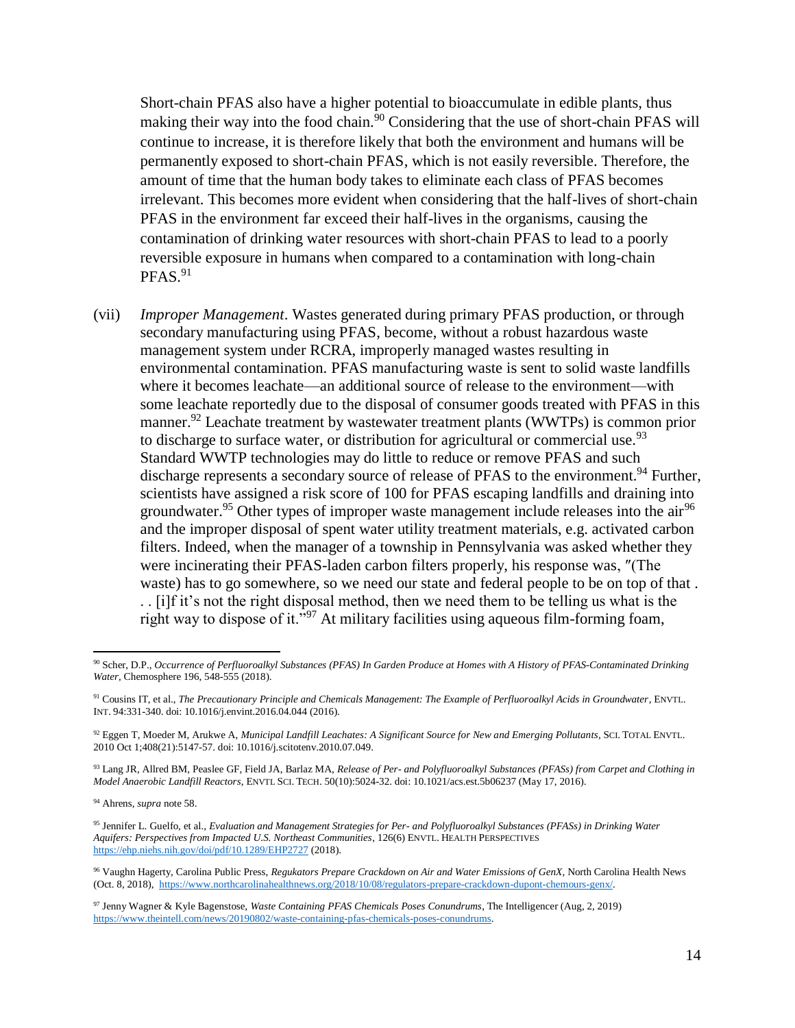Short-chain PFAS also have a higher potential to bioaccumulate in edible plants, thus making their way into the food chain.[90] Considering that the use of short-chain PFAS will continue to increase, it is therefore likely that both the environment and humans will be permanently exposed to short-chain PFAS, which is not easily reversible. Therefore, the amount of time that the human body takes to eliminate each class of PFAS becomes irrelevant. This becomes more evident when considering that the half-lives of short-chain PFAS in the environment far exceed their half-lives in the organisms, causing the contamination of drinking water resources with short-chain PFAS to lead to a poorly reversible exposure in humans when compared to a contamination with long-chain PFAS.[91]

(vii) *Improper Management*. Wastes generated during primary PFAS production, or through secondary manufacturing using PFAS, become, without a robust hazardous waste management system under RCRA, improperly managed wastes resulting in environmental contamination. PFAS manufacturing waste is sent to solid waste landfills where it becomes leachate—an additional source of release to the environment—with some leachate reportedly due to the disposal of consumer goods treated with PFAS in this manner.[92] Leachate treatment by wastewater treatment plants (WWTPs) is common prior to discharge to surface water, or distribution for agricultural or commercial use.[93] Standard WWTP technologies may do little to reduce or remove PFAS and such discharge represents a secondary source of release of PFAS to the environment.[94] Further, scientists have assigned a risk score of 100 for PFAS escaping landfills and draining into groundwater.[95] Other types of improper waste management include releases into the air[96] and the improper disposal of spent water utility treatment materials, e.g. activated carbon filters. Indeed, when the manager of a township in Pennsylvania was asked whether they were incinerating their PFAS-laden carbon filters properly, his response was, ″(The waste) has to go somewhere, so we need our state and federal people to be on top of that . . . [i]f it's not the right disposal method, then we need them to be telling us what is the right way to dispose of it."[97] At military facilities using aqueous film-forming foam,

---

[90] Scher, D.P., *Occurrence of Perfluoroalkyl Substances (PFAS) In Garden Produce at Homes with A History of PFAS-Contaminated Drinking Water*, Chemosphere 196, 548-555 (2018).

[91] Cousins IT, et al., *The Precautionary Principle and Chemicals Management: The Example of Perfluoroalkyl Acids in Groundwater*, ENVTL. INT. 94:331-340. doi: 10.1016/j.envint.2016.04.044 (2016).

[92] Eggen T, Moeder M, Arukwe A, *Municipal Landfill Leachates: A Significant Source for New and Emerging Pollutants*, SCI. TOTAL ENVTL. 2010 Oct 1;408(21):5147-57. doi: 10.1016/j.scitotenv.2010.07.049.

[93] Lang JR, Allred BM, Peaslee GF, Field JA, Barlaz MA, *Release of Per- and Polyfluoroalkyl Substances (PFASs) from Carpet and Clothing in Model Anaerobic Landfill Reactors*, ENVTL SCI. TECH. 50(10):5024-32. doi: 10.1021/acs.est.5b06237 (May 17, 2016).

[94] Ahrens, *supra* note 58.

[95] Jennifer L. Guelfo, et al., *Evaluation and Management Strategies for Per- and Polyfluoroalkyl Substances (PFASs) in Drinking Water Aquifers: Perspectives from Impacted U.S. Northeast Communities*, 126(6) ENVTL. HEALTH PERSPECTIVES https://ehp.niehs.nih.gov/doi/pdf/10.1289/EHP2727 (2018).

[96] Vaughn Hagerty, Carolina Public Press, *Regukators Prepare Crackdown on Air and Water Emissions of GenX*, North Carolina Health News (Oct. 8, 2018), https://www.northcarolinahealthnews.org/2018/10/08/regulators-prepare-crackdown-dupont-chemours-genx/.

[97] Jenny Wagner & Kyle Bagenstose, *Waste Containing PFAS Chemicals Poses Conundrums*, The Intelligencer (Aug, 2, 2019) https://www.theintell.com/news/20190802/waste-containing-pfas-chemicals-poses-conundrums.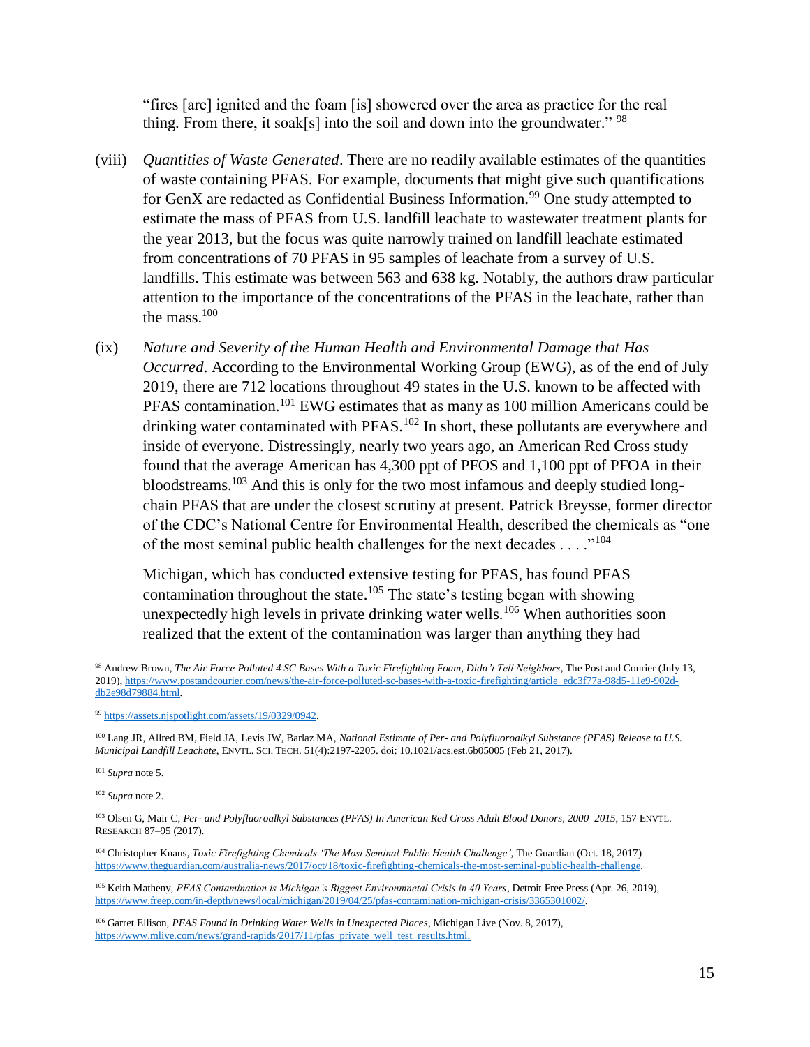"fires [are] ignited and the foam [is] showered over the area as practice for the real thing. From there, it soak[s] into the soil and down into the groundwater." [98]

(viii) *Quantities of Waste Generated*. There are no readily available estimates of the quantities of waste containing PFAS. For example, documents that might give such quantifications for GenX are redacted as Confidential Business Information.[99] One study attempted to estimate the mass of PFAS from U.S. landfill leachate to wastewater treatment plants for the year 2013, but the focus was quite narrowly trained on landfill leachate estimated from concentrations of 70 PFAS in 95 samples of leachate from a survey of U.S. landfills. This estimate was between 563 and 638 kg. Notably, the authors draw particular attention to the importance of the concentrations of the PFAS in the leachate, rather than the mass.[100]

(ix) *Nature and Severity of the Human Health and Environmental Damage that Has Occurred*. According to the Environmental Working Group (EWG), as of the end of July 2019, there are 712 locations throughout 49 states in the U.S. known to be affected with PFAS contamination.[101] EWG estimates that as many as 100 million Americans could be drinking water contaminated with PFAS.[102] In short, these pollutants are everywhere and inside of everyone. Distressingly, nearly two years ago, an American Red Cross study found that the average American has 4,300 ppt of PFOS and 1,100 ppt of PFOA in their bloodstreams.[103] And this is only for the two most infamous and deeply studied long-chain PFAS that are under the closest scrutiny at present. Patrick Breysse, former director of the CDC's National Centre for Environmental Health, described the chemicals as "one of the most seminal public health challenges for the next decades . . . ."[104]

Michigan, which has conducted extensive testing for PFAS, has found PFAS contamination throughout the state.[105] The state's testing began with showing unexpectedly high levels in private drinking water wells.[106] When authorities soon realized that the extent of the contamination was larger than anything they had

---

[98] Andrew Brown, *The Air Force Polluted 4 SC Bases With a Toxic Firefighting Foam, Didn't Tell Neighbors*, The Post and Courier (July 13, 2019), https://www.postandcourier.com/news/the-air-force-polluted-sc-bases-with-a-toxic-firefighting/article_edc3f77a-98d5-11e9-902d-db2e98d79884.html.

[99] https://assets.njspotlight.com/assets/19/0329/0942.

[100] Lang JR, Allred BM, Field JA, Levis JW, Barlaz MA, *National Estimate of Per- and Polyfluoroalkyl Substance (PFAS) Release to U.S. Municipal Landfill Leachate*, ENVTL. SCI. TECH. 51(4):2197-2205. doi: 10.1021/acs.est.6b05005 (Feb 21, 2017).

[101] *Supra* note 5.

[102] *Supra* note 2.

[103] Olsen G, Mair C, *Per- and Polyfluoroalkyl Substances (PFAS) In American Red Cross Adult Blood Donors, 2000–2015*, 157 ENVTL. RESEARCH 87–95 (2017).

[104] Christopher Knaus, *Toxic Firefighting Chemicals 'The Most Seminal Public Health Challenge'*, The Guardian (Oct. 18, 2017) https://www.theguardian.com/australia-news/2017/oct/18/toxic-firefighting-chemicals-the-most-seminal-public-health-challenge.

[105] Keith Matheny, *PFAS Contamination is Michigan's Biggest Environmnetal Crisis in 40 Years*, Detroit Free Press (Apr. 26, 2019), https://www.freep.com/in-depth/news/local/michigan/2019/04/25/pfas-contamination-michigan-crisis/3365301002/.

[106] Garret Ellison, *PFAS Found in Drinking Water Wells in Unexpected Places*, Michigan Live (Nov. 8, 2017), https://www.mlive.com/news/grand-rapids/2017/11/pfas_private_well_test_results.html.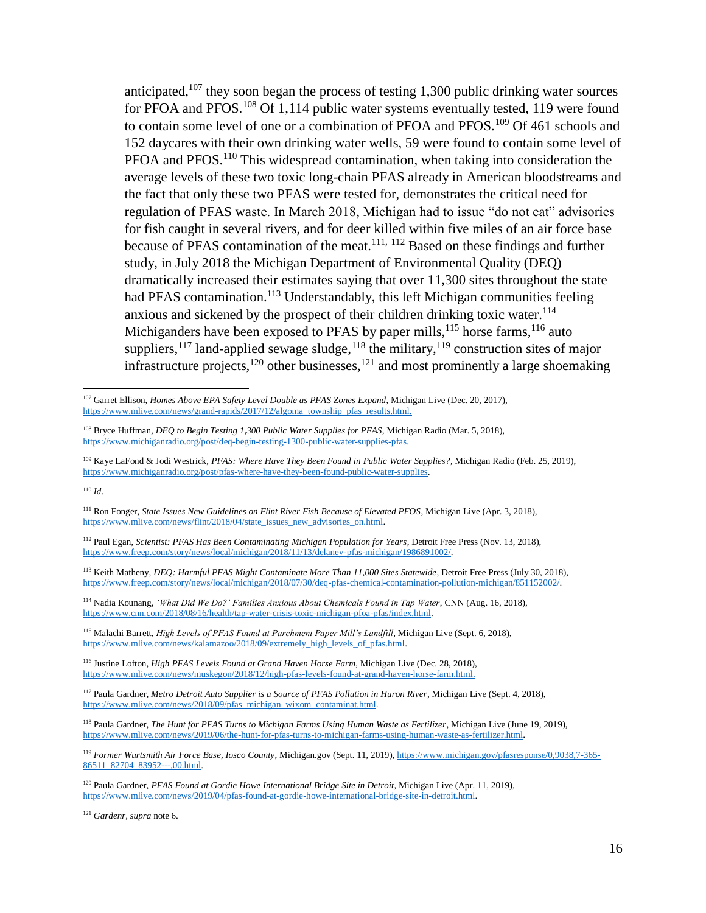anticipated,[107] they soon began the process of testing 1,300 public drinking water sources for PFOA and PFOS.[108] Of 1,114 public water systems eventually tested, 119 were found to contain some level of one or a combination of PFOA and PFOS.[109] Of 461 schools and 152 daycares with their own drinking water wells, 59 were found to contain some level of PFOA and PFOS.[110] This widespread contamination, when taking into consideration the average levels of these two toxic long-chain PFAS already in American bloodstreams and the fact that only these two PFAS were tested for, demonstrates the critical need for regulation of PFAS waste. In March 2018, Michigan had to issue "do not eat" advisories for fish caught in several rivers, and for deer killed within five miles of an air force base because of PFAS contamination of the meat.[111, 112] Based on these findings and further study, in July 2018 the Michigan Department of Environmental Quality (DEQ) dramatically increased their estimates saying that over 11,300 sites throughout the state had PFAS contamination.[113] Understandably, this left Michigan communities feeling anxious and sickened by the prospect of their children drinking toxic water.[114] Michiganders have been exposed to PFAS by paper mills,[115] horse farms,[116] auto suppliers,[117] land-applied sewage sludge,[118] the military,[119] construction sites of major infrastructure projects,[120] other businesses,[121] and most prominently a large shoemaking

---

[107] Garret Ellison, *Homes Above EPA Safety Level Double as PFAS Zones Expand*, Michigan Live (Dec. 20, 2017), https://www.mlive.com/news/grand-rapids/2017/12/algoma_township_pfas_results.html.

[108] Bryce Huffman, *DEQ to Begin Testing 1,300 Public Water Supplies for PFAS*, Michigan Radio (Mar. 5, 2018), https://www.michiganradio.org/post/deq-begin-testing-1300-public-water-supplies-pfas.

[109] Kaye LaFond & Jodi Westrick, *PFAS: Where Have They Been Found in Public Water Supplies?*, Michigan Radio (Feb. 25, 2019), https://www.michiganradio.org/post/pfas-where-have-they-been-found-public-water-supplies.

[110] *Id.*

[111] Ron Fonger, *State Issues New Guidelines on Flint River Fish Because of Elevated PFOS*, Michigan Live (Apr. 3, 2018), https://www.mlive.com/news/flint/2018/04/state_issues_new_advisories_on.html.

[112] Paul Egan, *Scientist: PFAS Has Been Contaminating Michigan Population for Years*, Detroit Free Press (Nov. 13, 2018), https://www.freep.com/story/news/local/michigan/2018/11/13/delaney-pfas-michigan/1986891002/.

[113] Keith Matheny, *DEQ: Harmful PFAS Might Contaminate More Than 11,000 Sites Statewide*, Detroit Free Press (July 30, 2018), https://www.freep.com/story/news/local/michigan/2018/07/30/deq-pfas-chemical-contamination-pollution-michigan/851152002/.

[114] Nadia Kounang, *'What Did We Do?' Families Anxious About Chemicals Found in Tap Water*, CNN (Aug. 16, 2018), https://www.cnn.com/2018/08/16/health/tap-water-crisis-toxic-michigan-pfoa-pfas/index.html.

[115] Malachi Barrett, *High Levels of PFAS Found at Parchment Paper Mill's Landfill*, Michigan Live (Sept. 6, 2018), https://www.mlive.com/news/kalamazoo/2018/09/extremely_high_levels_of_pfas.html.

[116] Justine Lofton, *High PFAS Levels Found at Grand Haven Horse Farm*, Michigan Live (Dec. 28, 2018), https://www.mlive.com/news/muskegon/2018/12/high-pfas-levels-found-at-grand-haven-horse-farm.html.

[117] Paula Gardner, *Metro Detroit Auto Supplier is a Source of PFAS Pollution in Huron River*, Michigan Live (Sept. 4, 2018), https://www.mlive.com/news/2018/09/pfas_michigan_wixom_contaminat.html.

[118] Paula Gardner, *The Hunt for PFAS Turns to Michigan Farms Using Human Waste as Fertilizer*, Michigan Live (June 19, 2019), https://www.mlive.com/news/2019/06/the-hunt-for-pfas-turns-to-michigan-farms-using-human-waste-as-fertilizer.html.

[119] *Former Wurtsmith Air Force Base, Iosco County*, Michigan.gov (Sept. 11, 2019), https://www.michigan.gov/pfasresponse/0,9038,7-365-86511_82704_83952---,00.html.

[120] Paula Gardner, *PFAS Found at Gordie Howe International Bridge Site in Detroit*, Michigan Live (Apr. 11, 2019), https://www.mlive.com/news/2019/04/pfas-found-at-gordie-howe-international-bridge-site-in-detroit.html.

[121] *Gardenr*, *supra* note 6.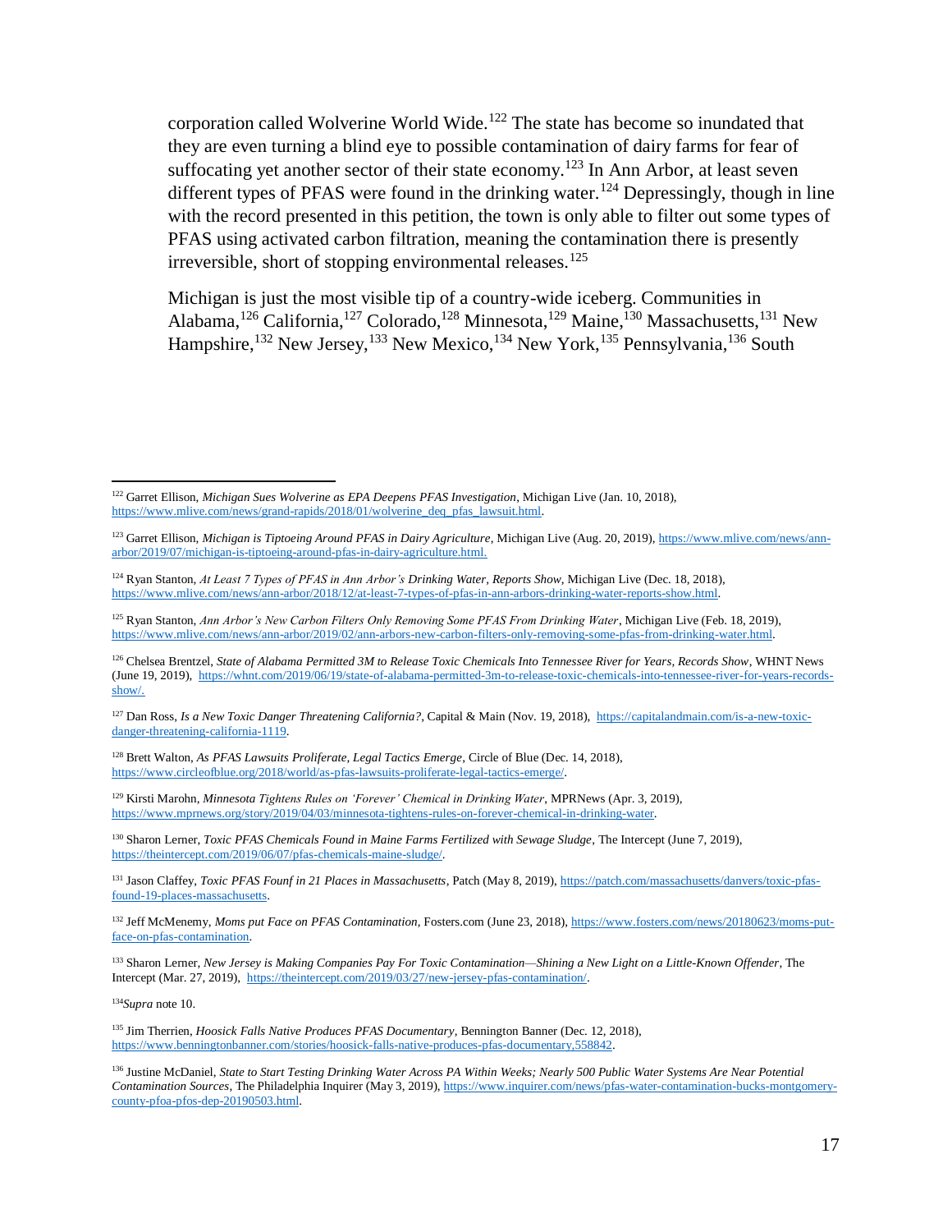corporation called Wolverine World Wide.[122] The state has become so inundated that they are even turning a blind eye to possible contamination of dairy farms for fear of suffocating yet another sector of their state economy.[123] In Ann Arbor, at least seven different types of PFAS were found in the drinking water.[124] Depressingly, though in line with the record presented in this petition, the town is only able to filter out some types of PFAS using activated carbon filtration, meaning the contamination there is presently irreversible, short of stopping environmental releases.[125]

Michigan is just the most visible tip of a country-wide iceberg. Communities in Alabama,[126] California,[127] Colorado,[128] Minnesota,[129] Maine,[130] Massachusetts,[131] New Hampshire,[132] New Jersey,[133] New Mexico,[134] New York,[135] Pennsylvania,[136] South

---

[122] Garret Ellison, *Michigan Sues Wolverine as EPA Deepens PFAS Investigation*, Michigan Live (Jan. 10, 2018), https://www.mlive.com/news/grand-rapids/2018/01/wolverine_deq_pfas_lawsuit.html.

[123] Garret Ellison, *Michigan is Tiptoeing Around PFAS in Dairy Agriculture*, Michigan Live (Aug. 20, 2019), https://www.mlive.com/news/ann-arbor/2019/07/michigan-is-tiptoeing-around-pfas-in-dairy-agriculture.html.

[124] Ryan Stanton, *At Least 7 Types of PFAS in Ann Arbor's Drinking Water, Reports Show*, Michigan Live (Dec. 18, 2018), https://www.mlive.com/news/ann-arbor/2018/12/at-least-7-types-of-pfas-in-ann-arbors-drinking-water-reports-show.html.

[125] Ryan Stanton, *Ann Arbor's New Carbon Filters Only Removing Some PFAS From Drinking Water*, Michigan Live (Feb. 18, 2019), https://www.mlive.com/news/ann-arbor/2019/02/ann-arbors-new-carbon-filters-only-removing-some-pfas-from-drinking-water.html.

[126] Chelsea Brentzel, *State of Alabama Permitted 3M to Release Toxic Chemicals Into Tennessee River for Years, Records Show*, WHNT News (June 19, 2019), https://whnt.com/2019/06/19/state-of-alabama-permitted-3m-to-release-toxic-chemicals-into-tennessee-river-for-years-records-show/.

[127] Dan Ross, *Is a New Toxic Danger Threatening California?*, Capital & Main (Nov. 19, 2018), https://capitalandmain.com/is-a-new-toxic-danger-threatening-california-1119.

[128] Brett Walton, *As PFAS Lawsuits Proliferate, Legal Tactics Emerge*, Circle of Blue (Dec. 14, 2018), https://www.circleofblue.org/2018/world/as-pfas-lawsuits-proliferate-legal-tactics-emerge/.

[129] Kirsti Marohn, *Minnesota Tightens Rules on 'Forever' Chemical in Drinking Water*, MPRNews (Apr. 3, 2019), https://www.mprnews.org/story/2019/04/03/minnesota-tightens-rules-on-forever-chemical-in-drinking-water.

[130] Sharon Lerner, *Toxic PFAS Chemicals Found in Maine Farms Fertilized with Sewage Sludge*, The Intercept (June 7, 2019), https://theintercept.com/2019/06/07/pfas-chemicals-maine-sludge/.

[131] Jason Claffey, *Toxic PFAS Founf in 21 Places in Massachusetts*, Patch (May 8, 2019), https://patch.com/massachusetts/danvers/toxic-pfas-found-19-places-massachusetts.

[132] Jeff McMenemy, *Moms put Face on PFAS Contamination*, Fosters.com (June 23, 2018), https://www.fosters.com/news/20180623/moms-put-face-on-pfas-contamination.

[133] Sharon Lerner, *New Jersey is Making Companies Pay For Toxic Contamination—Shining a New Light on a Little-Known Offender*, The Intercept (Mar. 27, 2019), https://theintercept.com/2019/03/27/new-jersey-pfas-contamination/.

[134] *Supra* note 10.

[135] Jim Therrien, *Hoosick Falls Native Produces PFAS Documentary*, Bennington Banner (Dec. 12, 2018), https://www.benningtonbanner.com/stories/hoosick-falls-native-produces-pfas-documentary,558842.

[136] Justine McDaniel, *State to Start Testing Drinking Water Across PA Within Weeks; Nearly 500 Public Water Systems Are Near Potential Contamination Sources*, The Philadelphia Inquirer (May 3, 2019), https://www.inquirer.com/news/pfas-water-contamination-bucks-montgomery-county-pfoa-pfos-dep-20190503.html.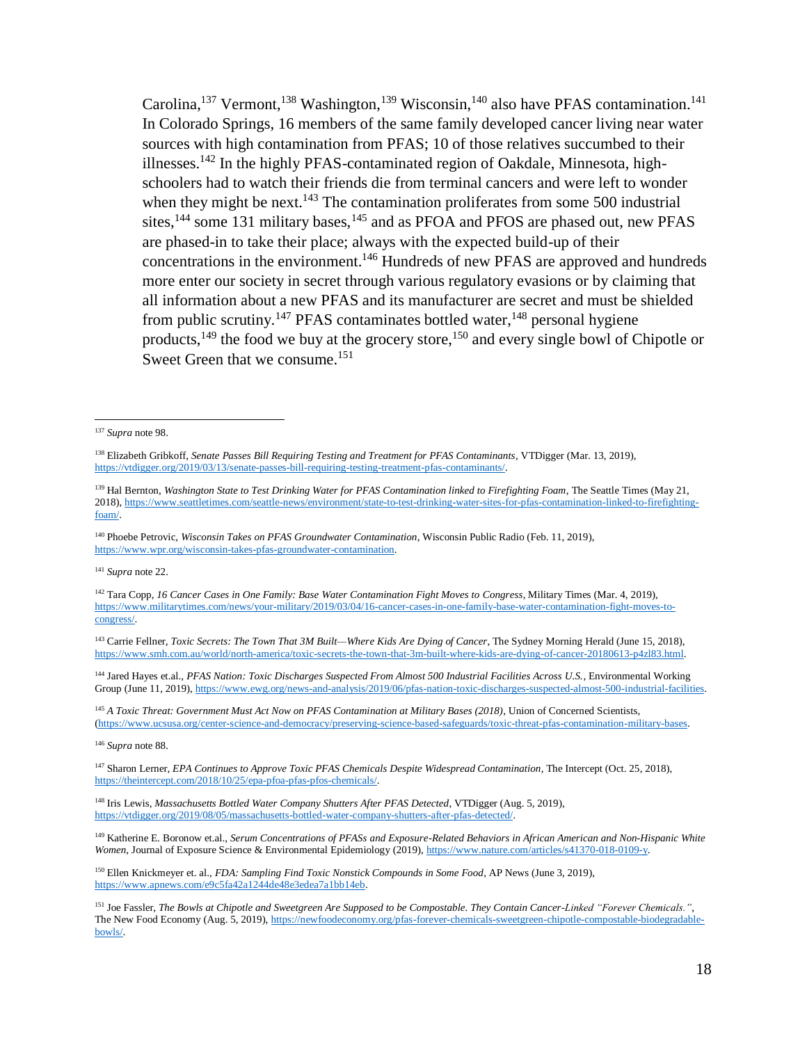Carolina,[137] Vermont,[138] Washington,[139] Wisconsin,[140] also have PFAS contamination.[141] In Colorado Springs, 16 members of the same family developed cancer living near water sources with high contamination from PFAS; 10 of those relatives succumbed to their illnesses.[142] In the highly PFAS-contaminated region of Oakdale, Minnesota, high-schoolers had to watch their friends die from terminal cancers and were left to wonder when they might be next.[143] The contamination proliferates from some 500 industrial sites,[144] some 131 military bases,[145] and as PFOA and PFOS are phased out, new PFAS are phased-in to take their place; always with the expected build-up of their concentrations in the environment.[146] Hundreds of new PFAS are approved and hundreds more enter our society in secret through various regulatory evasions or by claiming that all information about a new PFAS and its manufacturer are secret and must be shielded from public scrutiny.[147] PFAS contaminates bottled water,[148] personal hygiene products,[149] the food we buy at the grocery store,[150] and every single bowl of Chipotle or Sweet Green that we consume.[151]

---

[137] *Supra* note 98.

[138] Elizabeth Gribkoff, *Senate Passes Bill Requiring Testing and Treatment for PFAS Contaminants*, VTDigger (Mar. 13, 2019), https://vtdigger.org/2019/03/13/senate-passes-bill-requiring-testing-treatment-pfas-contaminants/.

[139] Hal Bernton, *Washington State to Test Drinking Water for PFAS Contamination linked to Firefighting Foam*, The Seattle Times (May 21, 2018), https://www.seattletimes.com/seattle-news/environment/state-to-test-drinking-water-sites-for-pfas-contamination-linked-to-firefighting-foam/.

[140] Phoebe Petrovic, *Wisconsin Takes on PFAS Groundwater Contamination*, Wisconsin Public Radio (Feb. 11, 2019), https://www.wpr.org/wisconsin-takes-pfas-groundwater-contamination.

[141] *Supra* note 22.

[142] Tara Copp, *16 Cancer Cases in One Family: Base Water Contamination Fight Moves to Congress*, Military Times (Mar. 4, 2019), https://www.militarytimes.com/news/your-military/2019/03/04/16-cancer-cases-in-one-family-base-water-contamination-fight-moves-to-congress/.

[143] Carrie Fellner, *Toxic Secrets: The Town That 3M Built—Where Kids Are Dying of Cancer*, The Sydney Morning Herald (June 15, 2018), https://www.smh.com.au/world/north-america/toxic-secrets-the-town-that-3m-built-where-kids-are-dying-of-cancer-20180613-p4zl83.html.

[144] Jared Hayes et.al., *PFAS Nation: Toxic Discharges Suspected From Almost 500 Industrial Facilities Across U.S.*, Environmental Working Group (June 11, 2019), https://www.ewg.org/news-and-analysis/2019/06/pfas-nation-toxic-discharges-suspected-almost-500-industrial-facilities.

[145] *A Toxic Threat: Government Must Act Now on PFAS Contamination at Military Bases (2018)*, Union of Concerned Scientists, (https://www.ucsusa.org/center-science-and-democracy/preserving-science-based-safeguards/toxic-threat-pfas-contamination-military-bases.

[146] *Supra* note 88.

[147] Sharon Lerner, *EPA Continues to Approve Toxic PFAS Chemicals Despite Widespread Contamination*, The Intercept (Oct. 25, 2018), https://theintercept.com/2018/10/25/epa-pfoa-pfas-pfos-chemicals/.

[148] Iris Lewis, *Massachusetts Bottled Water Company Shutters After PFAS Detected*, VTDigger (Aug. 5, 2019), https://vtdigger.org/2019/08/05/massachusetts-bottled-water-company-shutters-after-pfas-detected/.

[149] Katherine E. Boronow et.al., *Serum Concentrations of PFASs and Exposure-Related Behaviors in African American and Non-Hispanic White Women*, Journal of Exposure Science & Environmental Epidemiology (2019), https://www.nature.com/articles/s41370-018-0109-y.

[150] Ellen Knickmeyer et. al., *FDA: Sampling Find Toxic Nonstick Compounds in Some Food*, AP News (June 3, 2019), https://www.apnews.com/e9c5fa42a1244de48e3edea7a1bb14eb.

[151] Joe Fassler, *The Bowls at Chipotle and Sweetgreen Are Supposed to be Compostable. They Contain Cancer-Linked "Forever Chemicals."*, The New Food Economy (Aug. 5, 2019), https://newfoodeconomy.org/pfas-forever-chemicals-sweetgreen-chipotle-compostable-biodegradable-bowls/.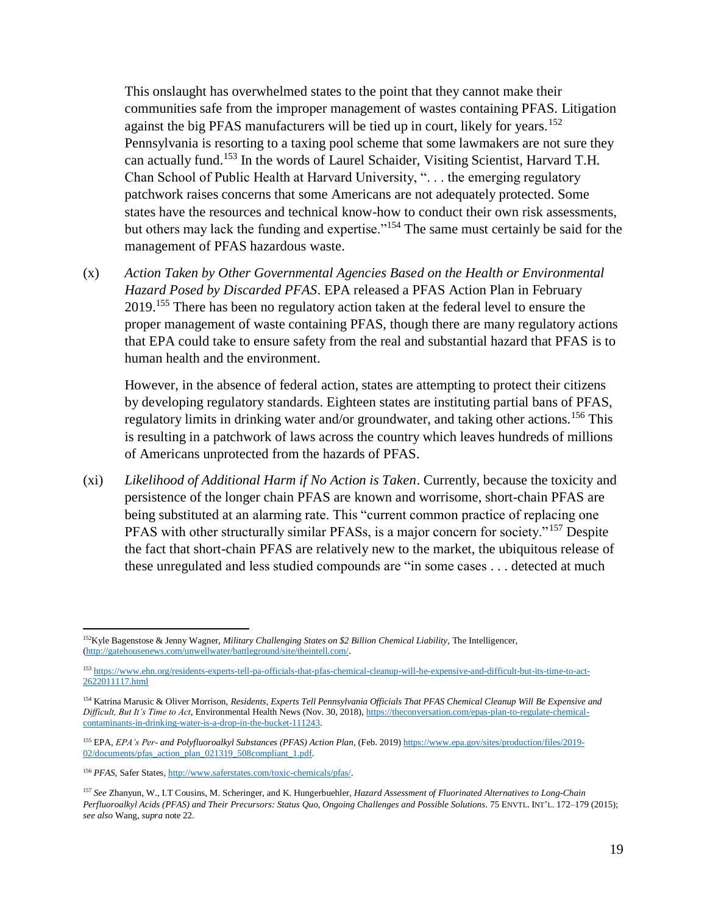This onslaught has overwhelmed states to the point that they cannot make their communities safe from the improper management of wastes containing PFAS. Litigation against the big PFAS manufacturers will be tied up in court, likely for years.[152] Pennsylvania is resorting to a taxing pool scheme that some lawmakers are not sure they can actually fund.[153] In the words of Laurel Schaider, Visiting Scientist, Harvard T.H. Chan School of Public Health at Harvard University, ". . . the emerging regulatory patchwork raises concerns that some Americans are not adequately protected. Some states have the resources and technical know-how to conduct their own risk assessments, but others may lack the funding and expertise."[154] The same must certainly be said for the management of PFAS hazardous waste.

(x) *Action Taken by Other Governmental Agencies Based on the Health or Environmental Hazard Posed by Discarded PFAS*. EPA released a PFAS Action Plan in February 2019.[155] There has been no regulatory action taken at the federal level to ensure the proper management of waste containing PFAS, though there are many regulatory actions that EPA could take to ensure safety from the real and substantial hazard that PFAS is to human health and the environment.

However, in the absence of federal action, states are attempting to protect their citizens by developing regulatory standards. Eighteen states are instituting partial bans of PFAS, regulatory limits in drinking water and/or groundwater, and taking other actions.[156] This is resulting in a patchwork of laws across the country which leaves hundreds of millions of Americans unprotected from the hazards of PFAS.

(xi) *Likelihood of Additional Harm if No Action is Taken*. Currently, because the toxicity and persistence of the longer chain PFAS are known and worrisome, short-chain PFAS are being substituted at an alarming rate. This "current common practice of replacing one PFAS with other structurally similar PFASs, is a major concern for society."[157] Despite the fact that short-chain PFAS are relatively new to the market, the ubiquitous release of these unregulated and less studied compounds are "in some cases . . . detected at much

---

[152] Kyle Bagenstose & Jenny Wagner, *Military Challenging States on $2 Billion Chemical Liability*, The Intelligencer, (http://gatehousenews.com/unwellwater/battleground/site/theintell.com/.

[153] https://www.ehn.org/residents-experts-tell-pa-officials-that-pfas-chemical-cleanup-will-be-expensive-and-difficult-but-its-time-to-act-2622011117.html

[154] Katrina Marusic & Oliver Morrison, *Residents, Experts Tell Pennsylvania Officials That PFAS Chemical Cleanup Will Be Expensive and Difficult, But It's Time to Act*, Environmental Health News (Nov. 30, 2018), https://theconversation.com/epas-plan-to-regulate-chemical-contaminants-in-drinking-water-is-a-drop-in-the-bucket-111243.

[155] EPA, *EPA's Per- and Polyfluoroalkyl Substances (PFAS) Action Plan*, (Feb. 2019) https://www.epa.gov/sites/production/files/2019-02/documents/pfas_action_plan_021319_508compliant_1.pdf.

[156] *PFAS*, Safer States, http://www.saferstates.com/toxic-chemicals/pfas/.

[157] *See* Zhanyun, W., I.T Cousins, M. Scheringer, and K. Hungerbuehler, *Hazard Assessment of Fluorinated Alternatives to Long-Chain Perfluoroalkyl Acids (PFAS) and Their Precursors: Status Quo, Ongoing Challenges and Possible Solutions*. 75 ENVTL. INT'L. 172–179 (2015); *see also* Wang, *supra* note 22.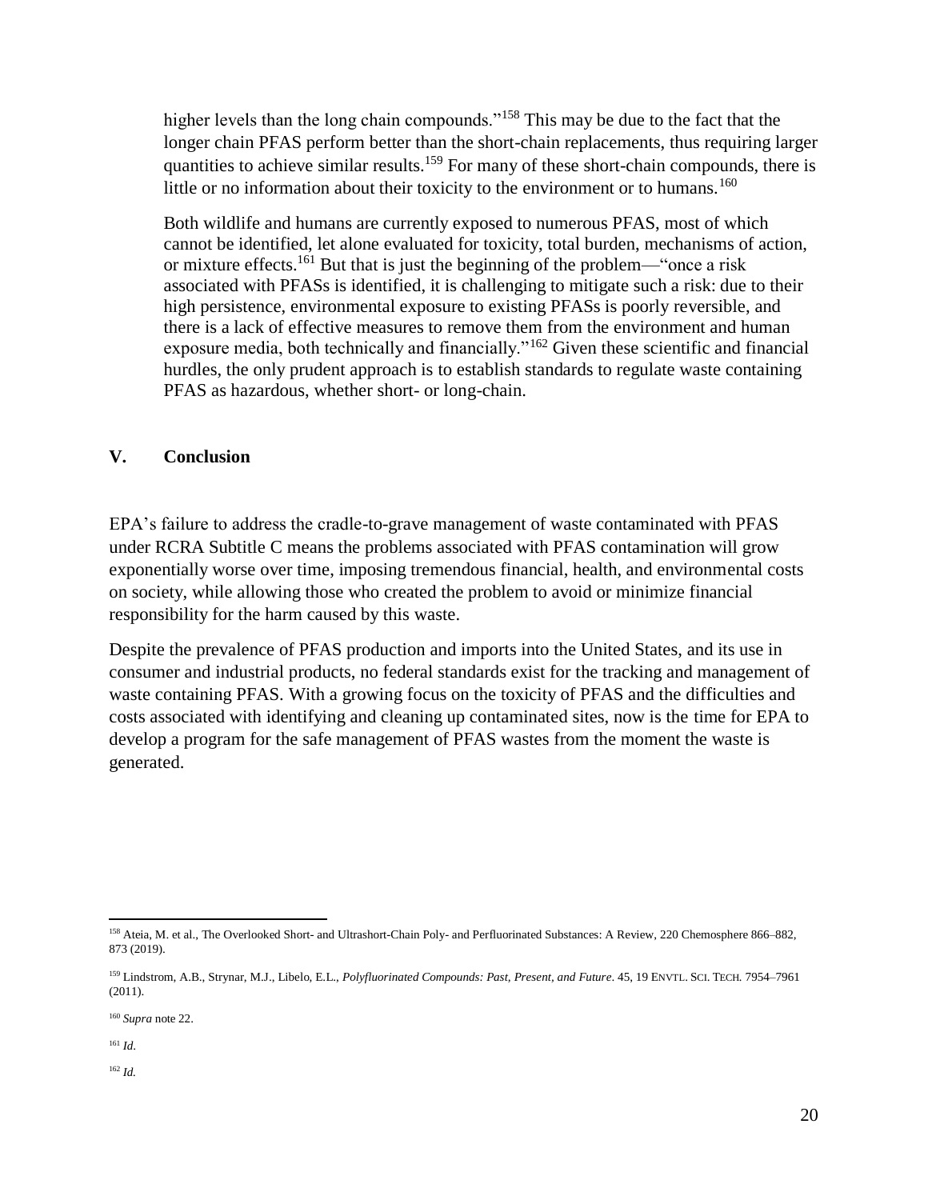higher levels than the long chain compounds."[158] This may be due to the fact that the longer chain PFAS perform better than the short-chain replacements, thus requiring larger quantities to achieve similar results.[159] For many of these short-chain compounds, there is little or no information about their toxicity to the environment or to humans.[160]

Both wildlife and humans are currently exposed to numerous PFAS, most of which cannot be identified, let alone evaluated for toxicity, total burden, mechanisms of action, or mixture effects.[161] But that is just the beginning of the problem—"once a risk associated with PFASs is identified, it is challenging to mitigate such a risk: due to their high persistence, environmental exposure to existing PFASs is poorly reversible, and there is a lack of effective measures to remove them from the environment and human exposure media, both technically and financially."[162] Given these scientific and financial hurdles, the only prudent approach is to establish standards to regulate waste containing PFAS as hazardous, whether short- or long-chain.

## V. Conclusion

EPA's failure to address the cradle-to-grave management of waste contaminated with PFAS under RCRA Subtitle C means the problems associated with PFAS contamination will grow exponentially worse over time, imposing tremendous financial, health, and environmental costs on society, while allowing those who created the problem to avoid or minimize financial responsibility for the harm caused by this waste.

Despite the prevalence of PFAS production and imports into the United States, and its use in consumer and industrial products, no federal standards exist for the tracking and management of waste containing PFAS. With a growing focus on the toxicity of PFAS and the difficulties and costs associated with identifying and cleaning up contaminated sites, now is the time for EPA to develop a program for the safe management of PFAS wastes from the moment the waste is generated.

---

[158] Ateia, M. et al., The Overlooked Short- and Ultrashort-Chain Poly- and Perfluorinated Substances: A Review, 220 Chemosphere 866–882, 873 (2019).

[159] Lindstrom, A.B., Strynar, M.J., Libelo, E.L., *Polyfluorinated Compounds: Past, Present, and Future*. 45, 19 ENVTL. SCI. TECH. 7954–7961 (2011).

[160] *Supra* note 22.

[161] *Id.*

[162] *Id.*